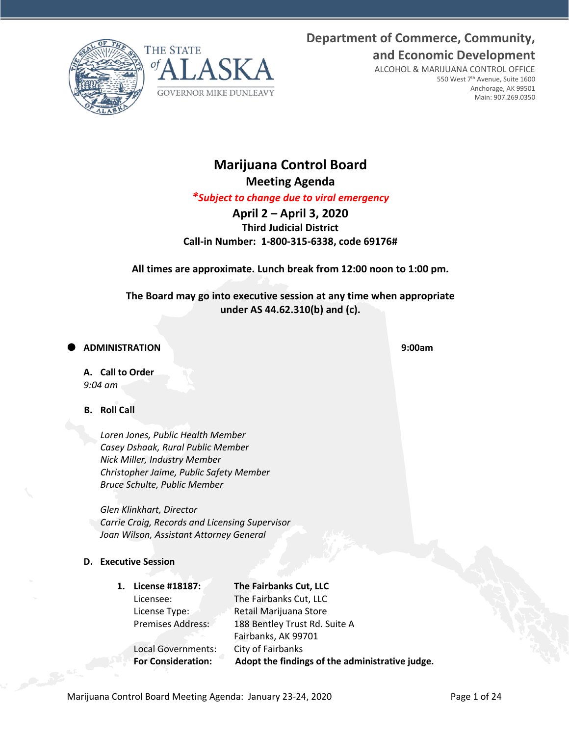Department of Commerce, Community, and Economic Development

ALCOHOL & MARIJUANA CONTROL OFFICE
550 West 7th Avenue, Suite 1600
Anchorage, AK 99501
Main: 907.269.0350

THE STATE of ALASKA
GOVERNOR MIKE DUNLEAVY

# Marijuana Control Board

## Meeting Agenda

*\*Subject to change due to viral emergency*

**April 2 – April 3, 2020**

**Third Judicial District**

**Call-in Number: 1-800-315-6338, code 69176#**

**All times are approximate. Lunch break from 12:00 noon to 1:00 pm.**

**The Board may go into executive session at any time when appropriate under AS 44.62.310(b) and (c).**

- **ADMINISTRATION** **9:00am**

**A. Call to Order**

*9:04 am*

**B. Roll Call**

*Loren Jones, Public Health Member*
*Casey Dshaak, Rural Public Member*
*Nick Miller, Industry Member*
*Christopher Jaime, Public Safety Member*
*Bruce Schulte, Public Member*

*Glen Klinkhart, Director*
*Carrie Craig, Records and Licensing Supervisor*
*Joan Wilson, Assistant Attorney General*

**D. Executive Session**

1. **License #18187:** **The Fairbanks Cut, LLC**
   Licensee: The Fairbanks Cut, LLC
   License Type: Retail Marijuana Store
   Premises Address: 188 Bentley Trust Rd. Suite A, Fairbanks, AK 99701
   Local Governments: City of Fairbanks
   **For Consideration:** **Adopt the findings of the administrative judge.**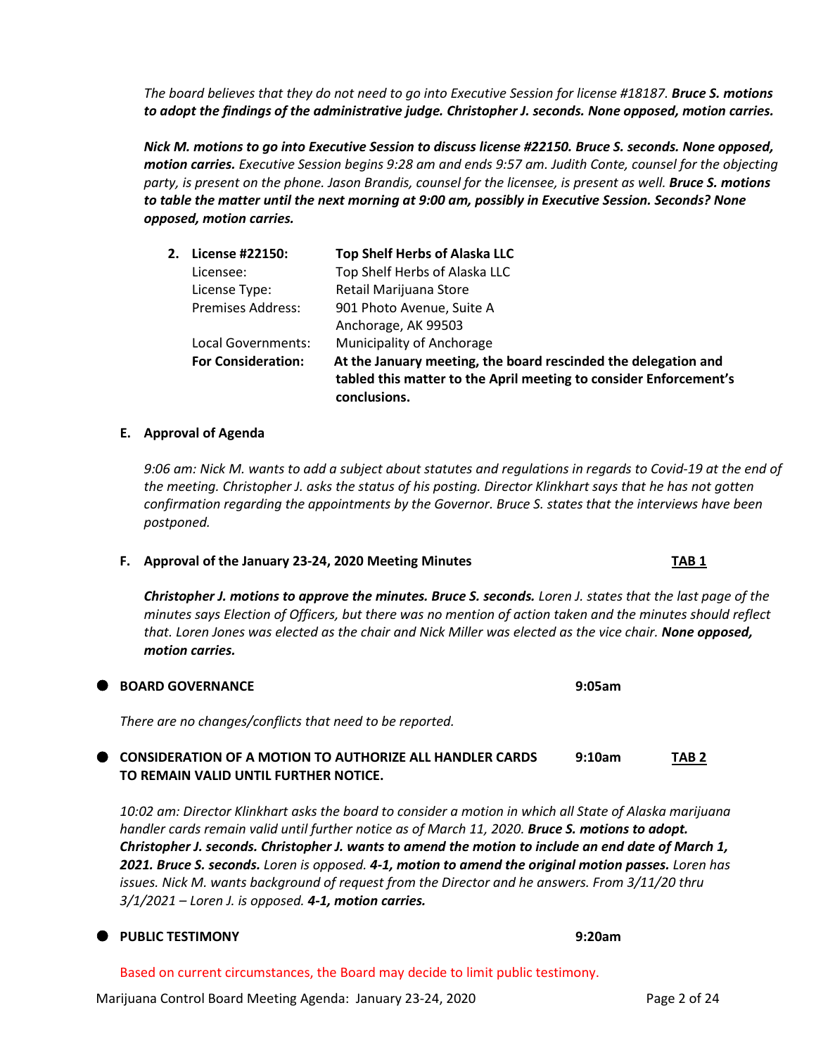*The board believes that they do not need to go into Executive Session for license #18187.* ***Bruce S. motions to adopt the findings of the administrative judge. Christopher J. seconds. None opposed, motion carries.***

***Nick M. motions to go into Executive Session to discuss license #22150. Bruce S. seconds. None opposed, motion carries.*** *Executive Session begins 9:28 am and ends 9:57 am. Judith Conte, counsel for the objecting party, is present on the phone. Jason Brandis, counsel for the licensee, is present as well.* ***Bruce S. motions to table the matter until the next morning at 9:00 am, possibly in Executive Session. Seconds? None opposed, motion carries.***

2. **License #22150:** **Top Shelf Herbs of Alaska LLC**
   Licensee: Top Shelf Herbs of Alaska LLC
   License Type: Retail Marijuana Store
   Premises Address: 901 Photo Avenue, Suite A
   Anchorage, AK 99503
   Local Governments: Municipality of Anchorage
   **For Consideration:** **At the January meeting, the board rescinded the delegation and tabled this matter to the April meeting to consider Enforcement's conclusions.**

**E. Approval of Agenda**

*9:06 am: Nick M. wants to add a subject about statutes and regulations in regards to Covid-19 at the end of the meeting. Christopher J. asks the status of his posting. Director Klinkhart says that he has not gotten confirmation regarding the appointments by the Governor. Bruce S. states that the interviews have been postponed.*

**F. Approval of the January 23-24, 2020 Meeting Minutes** **TAB 1**

***Christopher J. motions to approve the minutes. Bruce S. seconds.*** *Loren J. states that the last page of the minutes says Election of Officers, but there was no mention of action taken and the minutes should reflect that. Loren Jones was elected as the chair and Nick Miller was elected as the vice chair.* ***None opposed, motion carries.***

- **BOARD GOVERNANCE** **9:05am**

*There are no changes/conflicts that need to be reported.*

- **CONSIDERATION OF A MOTION TO AUTHORIZE ALL HANDLER CARDS TO REMAIN VALID UNTIL FURTHER NOTICE.** **9:10am** **TAB 2**

*10:02 am: Director Klinkhart asks the board to consider a motion in which all State of Alaska marijuana handler cards remain valid until further notice as of March 11, 2020.* ***Bruce S. motions to adopt. Christopher J. seconds. Christopher J. wants to amend the motion to include an end date of March 1, 2021. Bruce S. seconds.*** *Loren is opposed.* ***4-1, motion to amend the original motion passes.*** *Loren has issues. Nick M. wants background of request from the Director and he answers. From 3/11/20 thru 3/1/2021 – Loren J. is opposed.* ***4-1, motion carries.***

- **PUBLIC TESTIMONY** **9:20am**

Based on current circumstances, the Board may decide to limit public testimony.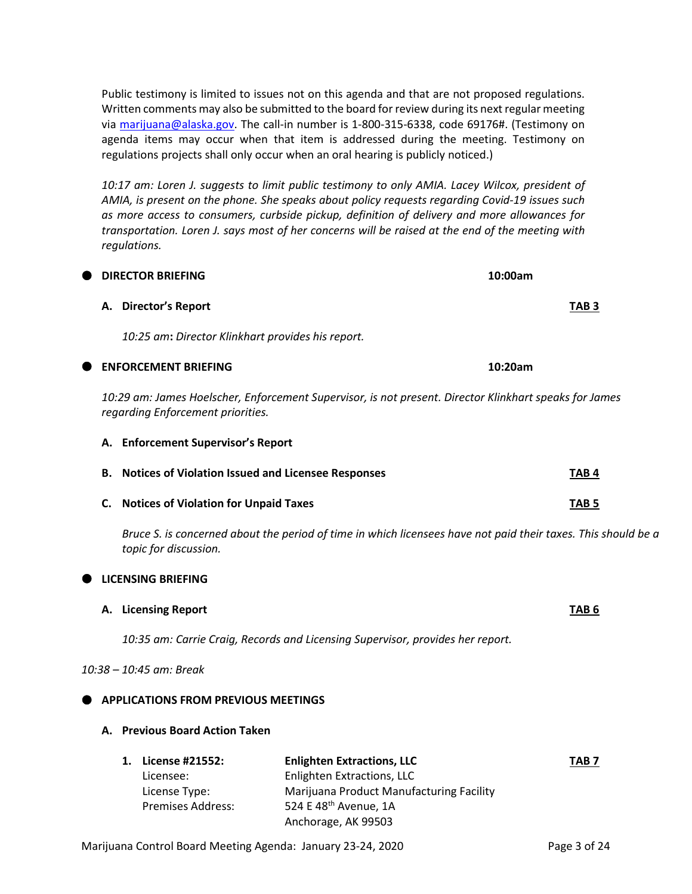Public testimony is limited to issues not on this agenda and that are not proposed regulations. Written comments may also be submitted to the board for review during its next regular meeting via [marijuana@alaska.gov](mailto:marijuana@alaska.gov). The call-in number is 1-800-315-6338, code 69176#. (Testimony on agenda items may occur when that item is addressed during the meeting. Testimony on regulations projects shall only occur when an oral hearing is publicly noticed.)

*10:17 am: Loren J. suggests to limit public testimony to only AMIA. Lacey Wilcox, president of AMIA, is present on the phone. She speaks about policy requests regarding Covid-19 issues such as more access to consumers, curbside pickup, definition of delivery and more allowances for transportation. Loren J. says most of her concerns will be raised at the end of the meeting with regulations.*

- **DIRECTOR BRIEFING** **10:00am**

  **A. Director's Report** **TAB 3**

  *10:25 am: Director Klinkhart provides his report.*

- **ENFORCEMENT BRIEFING** **10:20am**

  *10:29 am: James Hoelscher, Enforcement Supervisor, is not present. Director Klinkhart speaks for James regarding Enforcement priorities.*

  **A. Enforcement Supervisor's Report**

  **B. Notices of Violation Issued and Licensee Responses** **TAB 4**

  **C. Notices of Violation for Unpaid Taxes** **TAB 5**

  *Bruce S. is concerned about the period of time in which licensees have not paid their taxes. This should be a topic for discussion.*

- **LICENSING BRIEFING**

  **A. Licensing Report** **TAB 6**

  *10:35 am: Carrie Craig, Records and Licensing Supervisor, provides her report.*

*10:38 – 10:45 am: Break*

- **APPLICATIONS FROM PREVIOUS MEETINGS**

  **A. Previous Board Action Taken**

  1. **License #21552:** **Enlighten Extractions, LLC** **TAB 7**
     Licensee: Enlighten Extractions, LLC
     License Type: Marijuana Product Manufacturing Facility
     Premises Address: 524 E 48th Avenue, 1A
     Anchorage, AK 99503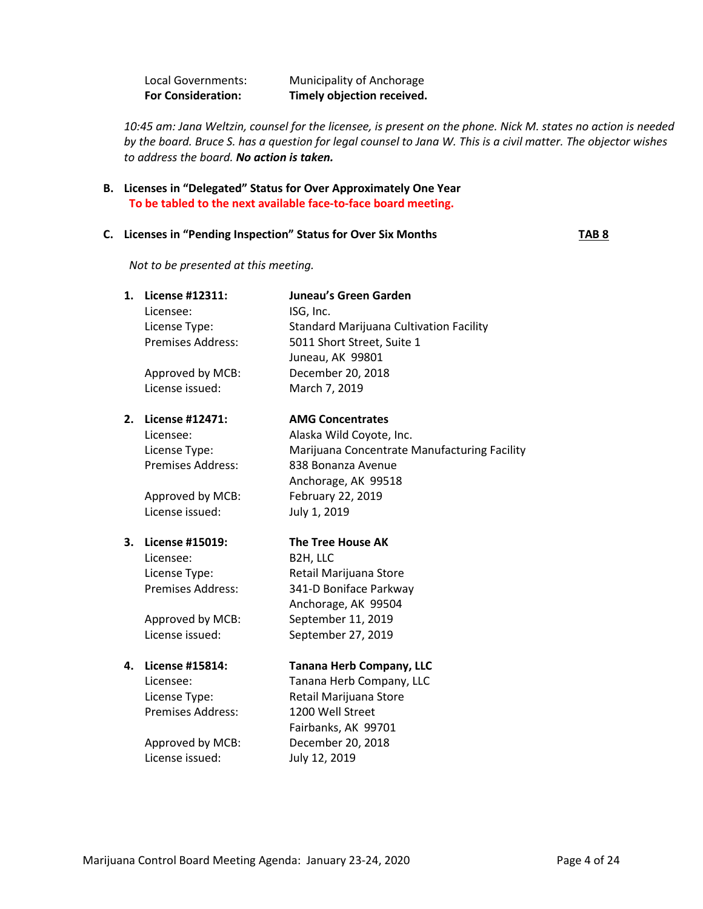Local Governments: Municipality of Anchorage
**For Consideration:** **Timely objection received.**

*10:45 am: Jana Weltzin, counsel for the licensee, is present on the phone. Nick M. states no action is needed by the board. Bruce S. has a question for legal counsel to Jana W. This is a civil matter. The objector wishes to address the board.* ***No action is taken.***

**B. Licenses in "Delegated" Status for Over Approximately One Year**
**To be tabled to the next available face-to-face board meeting.**

**C. Licenses in "Pending Inspection" Status for Over Six Months** **TAB 8**

*Not to be presented at this meeting.*

1. **License #12311:** **Juneau's Green Garden**
   Licensee: ISG, Inc.
   License Type: Standard Marijuana Cultivation Facility
   Premises Address: 5011 Short Street, Suite 1
   Juneau, AK 99801
   Approved by MCB: December 20, 2018
   License issued: March 7, 2019

2. **License #12471:** **AMG Concentrates**
   Licensee: Alaska Wild Coyote, Inc.
   License Type: Marijuana Concentrate Manufacturing Facility
   Premises Address: 838 Bonanza Avenue
   Anchorage, AK 99518
   Approved by MCB: February 22, 2019
   License issued: July 1, 2019

3. **License #15019:** **The Tree House AK**
   Licensee: B2H, LLC
   License Type: Retail Marijuana Store
   Premises Address: 341-D Boniface Parkway
   Anchorage, AK 99504
   Approved by MCB: September 11, 2019
   License issued: September 27, 2019

4. **License #15814:** **Tanana Herb Company, LLC**
   Licensee: Tanana Herb Company, LLC
   License Type: Retail Marijuana Store
   Premises Address: 1200 Well Street
   Fairbanks, AK 99701
   Approved by MCB: December 20, 2018
   License issued: July 12, 2019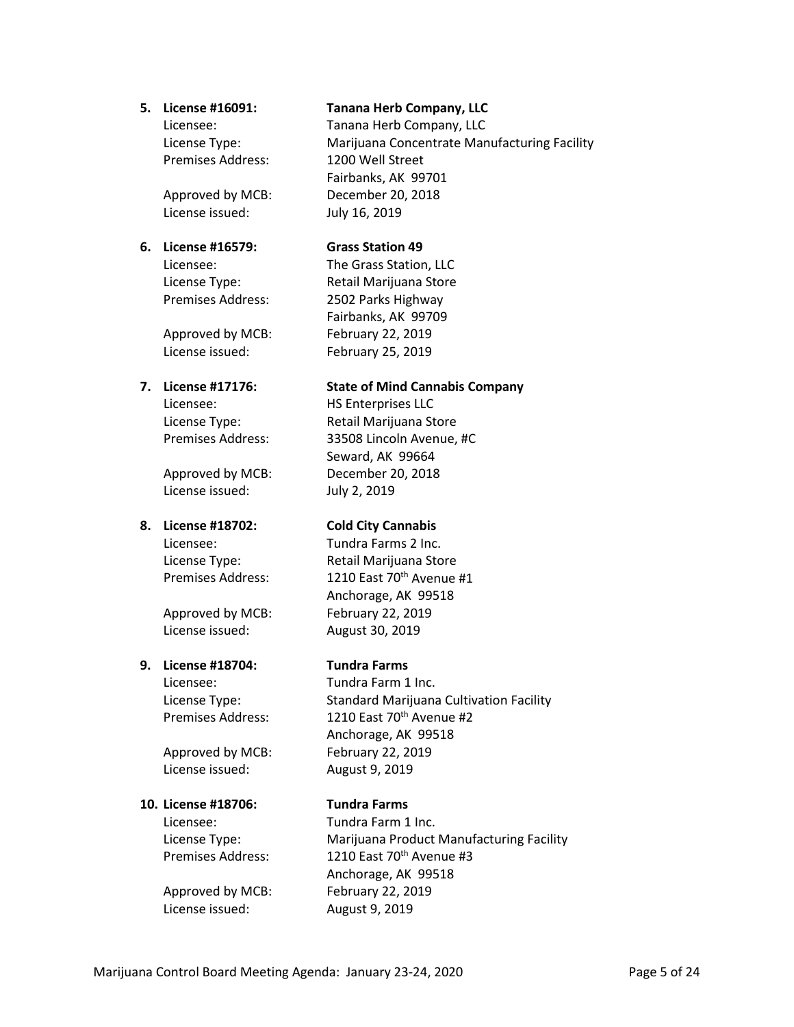5. **License #16091:** **Tanana Herb Company, LLC**
   Licensee: Tanana Herb Company, LLC
   License Type: Marijuana Concentrate Manufacturing Facility
   Premises Address: 1200 Well Street
   Fairbanks, AK 99701
   Approved by MCB: December 20, 2018
   License issued: July 16, 2019

6. **License #16579:** **Grass Station 49**
   Licensee: The Grass Station, LLC
   License Type: Retail Marijuana Store
   Premises Address: 2502 Parks Highway
   Fairbanks, AK 99709
   Approved by MCB: February 22, 2019
   License issued: February 25, 2019

7. **License #17176:** **State of Mind Cannabis Company**
   Licensee: HS Enterprises LLC
   License Type: Retail Marijuana Store
   Premises Address: 33508 Lincoln Avenue, #C
   Seward, AK 99664
   Approved by MCB: December 20, 2018
   License issued: July 2, 2019

8. **License #18702:** **Cold City Cannabis**
   Licensee: Tundra Farms 2 Inc.
   License Type: Retail Marijuana Store
   Premises Address: 1210 East 70th Avenue #1
   Anchorage, AK 99518
   Approved by MCB: February 22, 2019
   License issued: August 30, 2019

9. **License #18704:** **Tundra Farms**
   Licensee: Tundra Farm 1 Inc.
   License Type: Standard Marijuana Cultivation Facility
   Premises Address: 1210 East 70th Avenue #2
   Anchorage, AK 99518
   Approved by MCB: February 22, 2019
   License issued: August 9, 2019

10. **License #18706:** **Tundra Farms**
    Licensee: Tundra Farm 1 Inc.
    License Type: Marijuana Product Manufacturing Facility
    Premises Address: 1210 East 70th Avenue #3
    Anchorage, AK 99518
    Approved by MCB: February 22, 2019
    License issued: August 9, 2019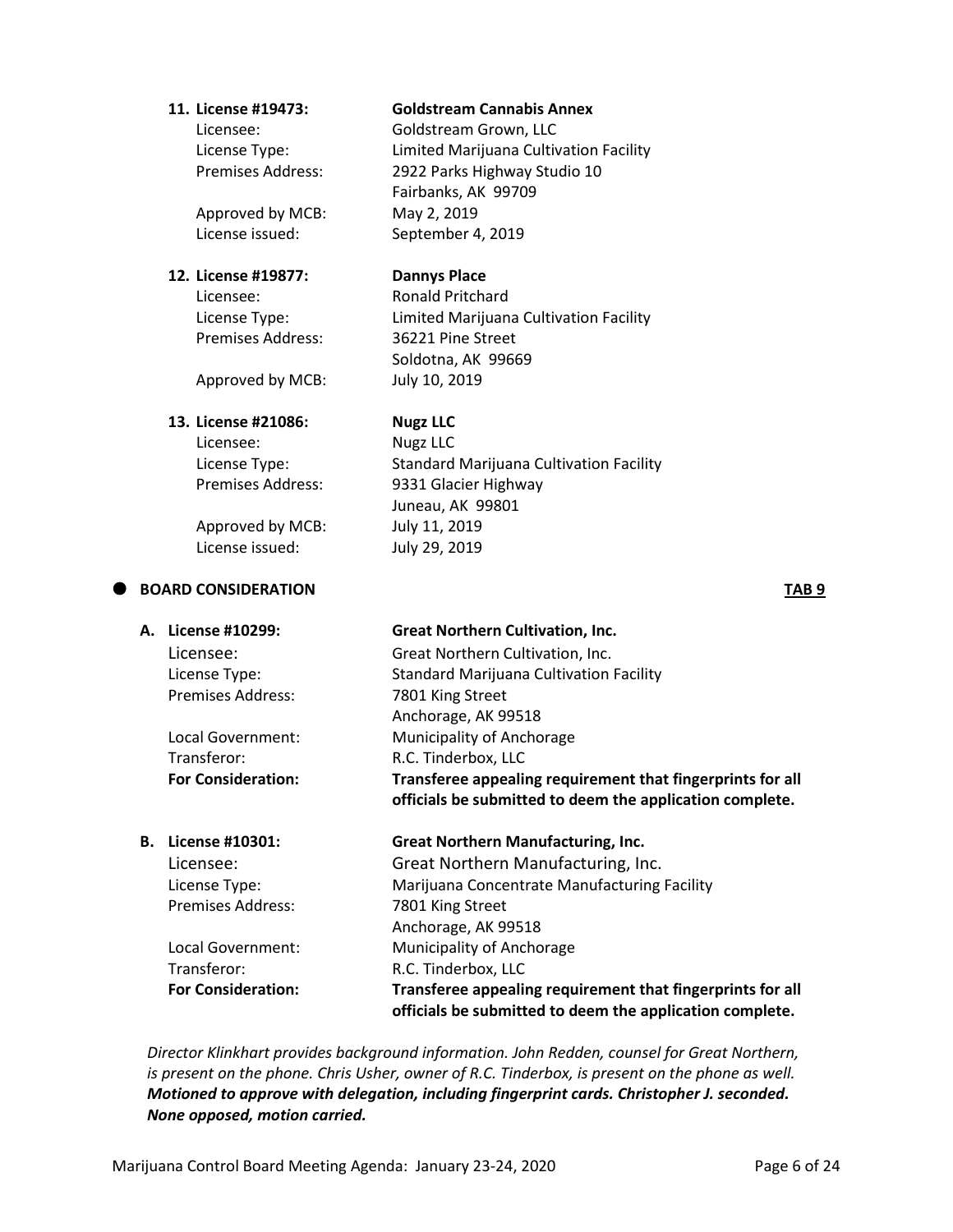**11. License #19473: Goldstream Cannabis Annex**

Licensee: Goldstream Grown, LLC
License Type: Limited Marijuana Cultivation Facility
Premises Address: 2922 Parks Highway Studio 10
Fairbanks, AK 99709
Approved by MCB: May 2, 2019
License issued: September 4, 2019

**12. License #19877: Dannys Place**

Licensee: Ronald Pritchard
License Type: Limited Marijuana Cultivation Facility
Premises Address: 36221 Pine Street
Soldotna, AK 99669
Approved by MCB: July 10, 2019

**13. License #21086: Nugz LLC**

Licensee: Nugz LLC
License Type: Standard Marijuana Cultivation Facility
Premises Address: 9331 Glacier Highway
Juneau, AK 99801
Approved by MCB: July 11, 2019
License issued: July 29, 2019

## BOARD CONSIDERATION — TAB 9

**A. License #10299: Great Northern Cultivation, Inc.**

Licensee: Great Northern Cultivation, Inc.
License Type: Standard Marijuana Cultivation Facility
Premises Address: 7801 King Street
Anchorage, AK 99518
Local Government: Municipality of Anchorage
Transferor: R.C. Tinderbox, LLC
**For Consideration: Transferee appealing requirement that fingerprints for all officials be submitted to deem the application complete.**

**B. License #10301: Great Northern Manufacturing, Inc.**

Licensee: Great Northern Manufacturing, Inc.
License Type: Marijuana Concentrate Manufacturing Facility
Premises Address: 7801 King Street
Anchorage, AK 99518
Local Government: Municipality of Anchorage
Transferor: R.C. Tinderbox, LLC
**For Consideration: Transferee appealing requirement that fingerprints for all officials be submitted to deem the application complete.**

*Director Klinkhart provides background information. John Redden, counsel for Great Northern, is present on the phone. Chris Usher, owner of R.C. Tinderbox, is present on the phone as well.* ***Motioned to approve with delegation, including fingerprint cards. Christopher J. seconded. None opposed, motion carried.***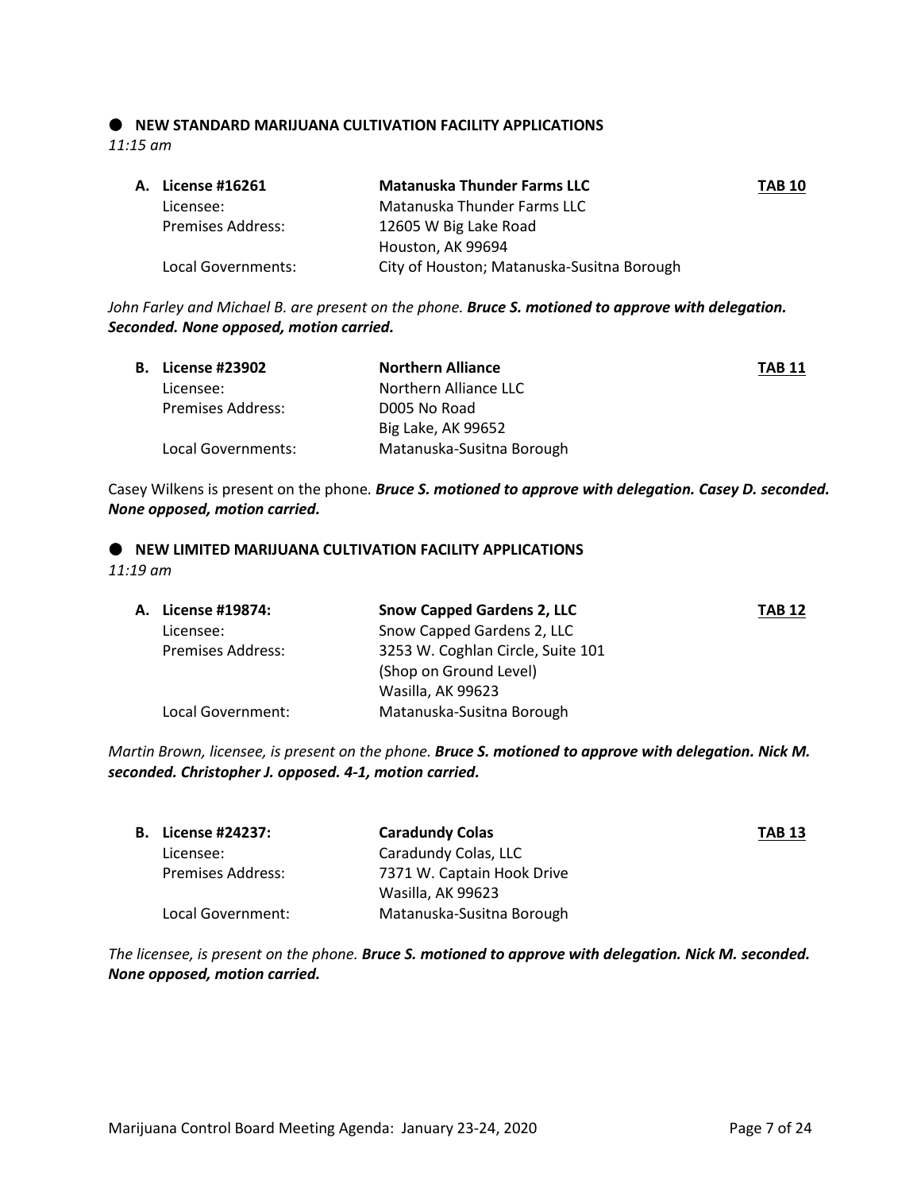## ● NEW STANDARD MARIJUANA CULTIVATION FACILITY APPLICATIONS

*11:15 am*

**A. License #16261** — **Matanuska Thunder Farms LLC** — **TAB 10**

| | |
|---|---|
| Licensee: | Matanuska Thunder Farms LLC |
| Premises Address: | 12605 W Big Lake Road<br>Houston, AK 99694 |
| Local Governments: | City of Houston; Matanuska-Susitna Borough |

*John Farley and Michael B. are present on the phone.* ***Bruce S. motioned to approve with delegation. Seconded. None opposed, motion carried.***

**B. License #23902** — **Northern Alliance** — **TAB 11**

| | |
|---|---|
| Licensee: | Northern Alliance LLC |
| Premises Address: | D005 No Road<br>Big Lake, AK 99652 |
| Local Governments: | Matanuska-Susitna Borough |

Casey Wilkens is present on the phone. ***Bruce S. motioned to approve with delegation. Casey D. seconded. None opposed, motion carried.***

## ● NEW LIMITED MARIJUANA CULTIVATION FACILITY APPLICATIONS

*11:19 am*

**A. License #19874:** — **Snow Capped Gardens 2, LLC** — **TAB 12**

| | |
|---|---|
| Licensee: | Snow Capped Gardens 2, LLC |
| Premises Address: | 3253 W. Coghlan Circle, Suite 101<br>(Shop on Ground Level)<br>Wasilla, AK 99623 |
| Local Government: | Matanuska-Susitna Borough |

*Martin Brown, licensee, is present on the phone.* ***Bruce S. motioned to approve with delegation. Nick M. seconded. Christopher J. opposed. 4-1, motion carried.***

**B. License #24237:** — **Caradundy Colas** — **TAB 13**

| | |
|---|---|
| Licensee: | Caradundy Colas, LLC |
| Premises Address: | 7371 W. Captain Hook Drive<br>Wasilla, AK 99623 |
| Local Government: | Matanuska-Susitna Borough |

*The licensee, is present on the phone.* ***Bruce S. motioned to approve with delegation. Nick M. seconded. None opposed, motion carried.***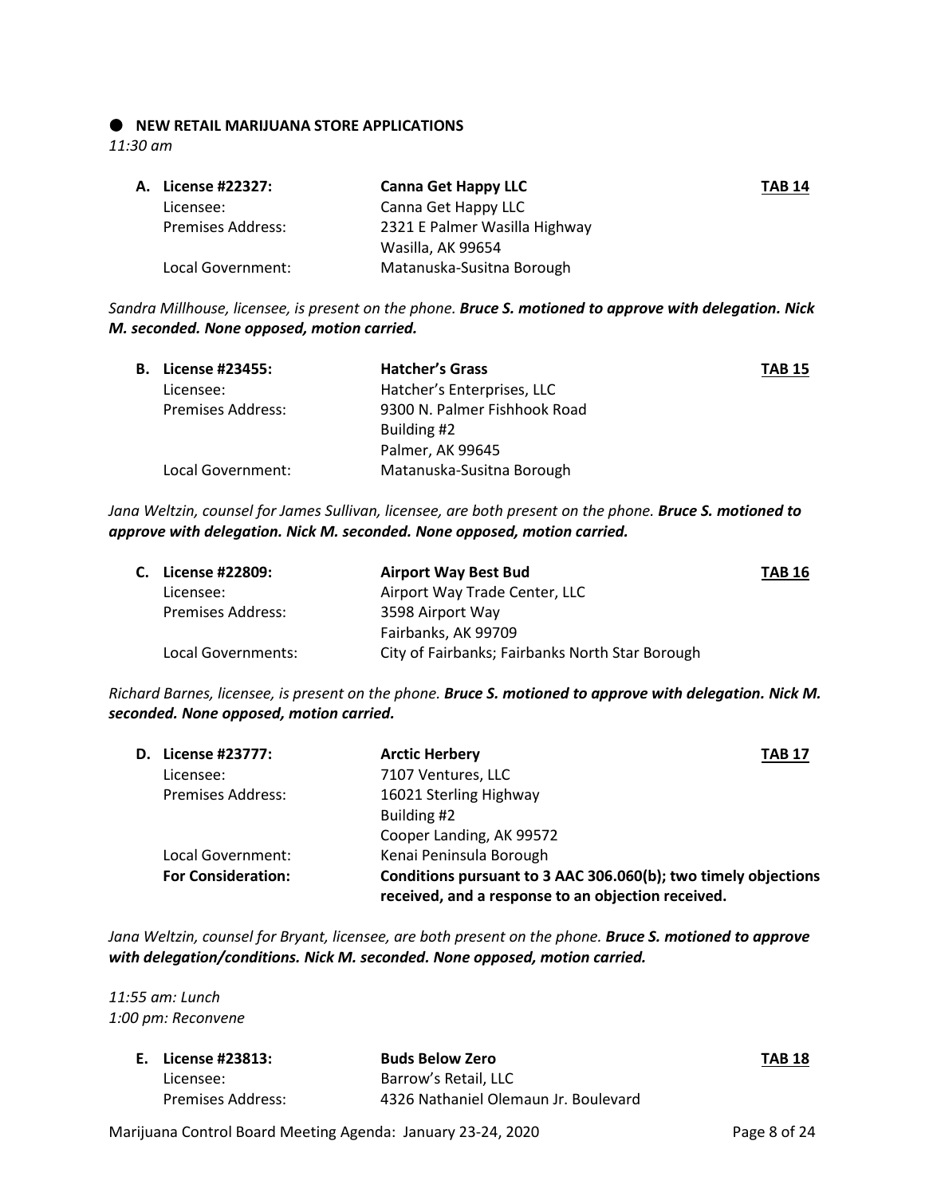## ● NEW RETAIL MARIJUANA STORE APPLICATIONS

*11:30 am*

**A. License #22327:** **Canna Get Happy LLC** **TAB 14**

| | |
|---|---|
| Licensee: | Canna Get Happy LLC |
| Premises Address: | 2321 E Palmer Wasilla Highway<br>Wasilla, AK 99654 |
| Local Government: | Matanuska-Susitna Borough |

*Sandra Millhouse, licensee, is present on the phone.* ***Bruce S. motioned to approve with delegation. Nick M. seconded. None opposed, motion carried.***

**B. License #23455:** **Hatcher's Grass** **TAB 15**

| | |
|---|---|
| Licensee: | Hatcher's Enterprises, LLC |
| Premises Address: | 9300 N. Palmer Fishhook Road<br>Building #2<br>Palmer, AK 99645 |
| Local Government: | Matanuska-Susitna Borough |

*Jana Weltzin, counsel for James Sullivan, licensee, are both present on the phone.* ***Bruce S. motioned to approve with delegation. Nick M. seconded. None opposed, motion carried.***

**C. License #22809:** **Airport Way Best Bud** **TAB 16**

| | |
|---|---|
| Licensee: | Airport Way Trade Center, LLC |
| Premises Address: | 3598 Airport Way<br>Fairbanks, AK 99709 |
| Local Governments: | City of Fairbanks; Fairbanks North Star Borough |

*Richard Barnes, licensee, is present on the phone.* ***Bruce S. motioned to approve with delegation. Nick M. seconded. None opposed, motion carried.***

**D. License #23777:** **Arctic Herbery** **TAB 17**

| | |
|---|---|
| Licensee: | 7107 Ventures, LLC |
| Premises Address: | 16021 Sterling Highway<br>Building #2<br>Cooper Landing, AK 99572 |
| Local Government: | Kenai Peninsula Borough |
| **For Consideration:** | **Conditions pursuant to 3 AAC 306.060(b); two timely objections received, and a response to an objection received.** |

*Jana Weltzin, counsel for Bryant, licensee, are both present on the phone.* ***Bruce S. motioned to approve with delegation/conditions. Nick M. seconded. None opposed, motion carried.***

*11:55 am: Lunch*
*1:00 pm: Reconvene*

**E. License #23813:** **Buds Below Zero** **TAB 18**

| | |
|---|---|
| Licensee: | Barrow's Retail, LLC |
| Premises Address: | 4326 Nathaniel Olemaun Jr. Boulevard |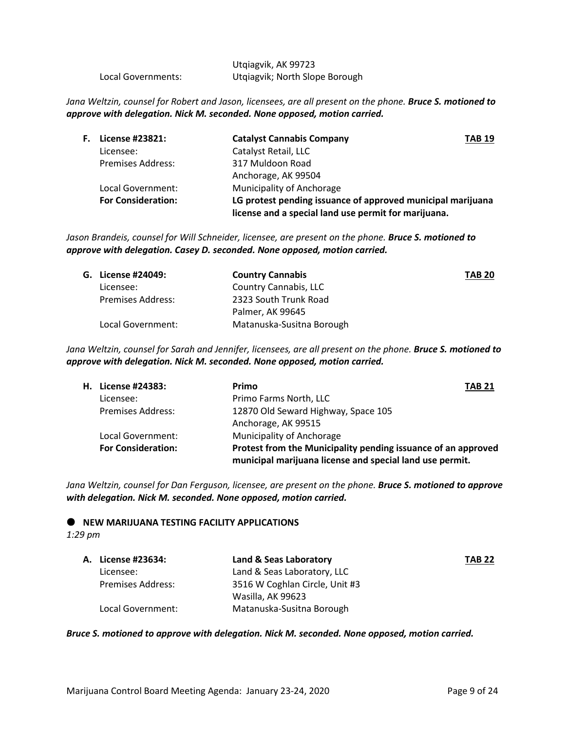| | |
|---|---|
| | Utqiagvik, AK 99723 |
| Local Governments: | Utqiagvik; North Slope Borough |

*Jana Weltzin, counsel for Robert and Jason, licensees, are all present on the phone.* ***Bruce S. motioned to approve with delegation. Nick M. seconded. None opposed, motion carried.***

| | | |
|---|---|---|
| **F. License #23821:** | **Catalyst Cannabis Company** | **TAB 19** |
| Licensee: | Catalyst Retail, LLC | |
| Premises Address: | 317 Muldoon Road | |
| | Anchorage, AK 99504 | |
| Local Government: | Municipality of Anchorage | |
| **For Consideration:** | **LG protest pending issuance of approved municipal marijuana license and a special land use permit for marijuana.** | |

*Jason Brandeis, counsel for Will Schneider, licensee, are present on the phone.* ***Bruce S. motioned to approve with delegation. Casey D. seconded. None opposed, motion carried.***

| | | |
|---|---|---|
| **G. License #24049:** | **Country Cannabis** | **TAB 20** |
| Licensee: | Country Cannabis, LLC | |
| Premises Address: | 2323 South Trunk Road | |
| | Palmer, AK 99645 | |
| Local Government: | Matanuska-Susitna Borough | |

*Jana Weltzin, counsel for Sarah and Jennifer, licensees, are all present on the phone.* ***Bruce S. motioned to approve with delegation. Nick M. seconded. None opposed, motion carried.***

| | | |
|---|---|---|
| **H. License #24383:** | **Primo** | **TAB 21** |
| Licensee: | Primo Farms North, LLC | |
| Premises Address: | 12870 Old Seward Highway, Space 105 | |
| | Anchorage, AK 99515 | |
| Local Government: | Municipality of Anchorage | |
| **For Consideration:** | **Protest from the Municipality pending issuance of an approved municipal marijuana license and special land use permit.** | |

*Jana Weltzin, counsel for Dan Ferguson, licensee, are present on the phone.* ***Bruce S. motioned to approve with delegation. Nick M. seconded. None opposed, motion carried.***

- **NEW MARIJUANA TESTING FACILITY APPLICATIONS**

*1:29 pm*

| | | |
|---|---|---|
| **A. License #23634:** | **Land & Seas Laboratory** | **TAB 22** |
| Licensee: | Land & Seas Laboratory, LLC | |
| Premises Address: | 3516 W Coghlan Circle, Unit #3 | |
| | Wasilla, AK 99623 | |
| Local Government: | Matanuska-Susitna Borough | |

***Bruce S. motioned to approve with delegation. Nick M. seconded. None opposed, motion carried.***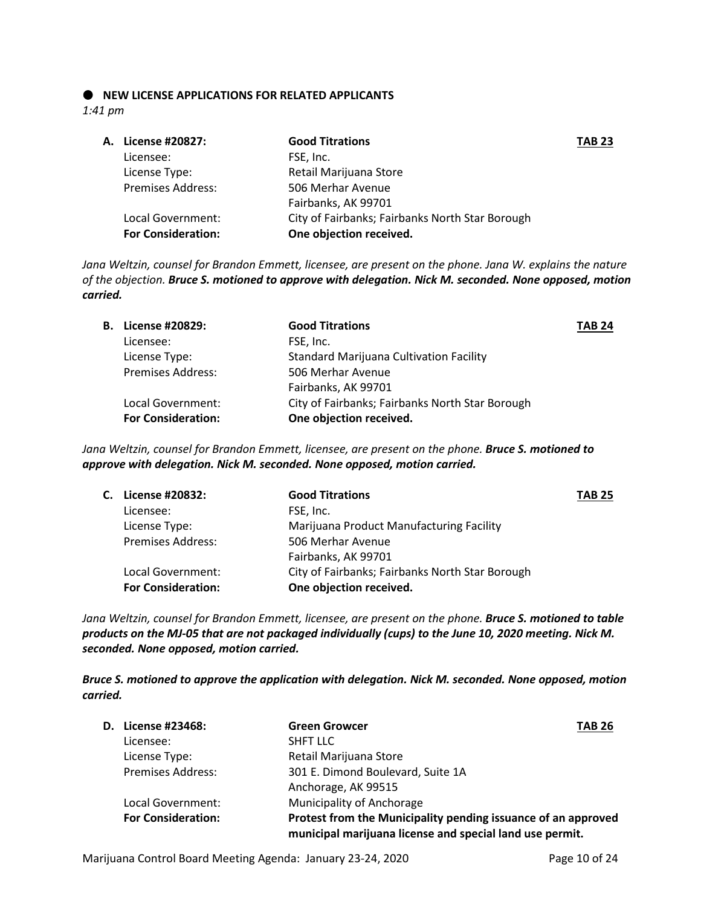## ● NEW LICENSE APPLICATIONS FOR RELATED APPLICANTS

*1:41 pm*

**A. License #20827:** **Good Titrations** **TAB 23**

| | | |
|---|---|---|
| Licensee: | FSE, Inc. | |
| License Type: | Retail Marijuana Store | |
| Premises Address: | 506 Merhar Avenue<br>Fairbanks, AK 99701 | |
| Local Government: | City of Fairbanks; Fairbanks North Star Borough | |
| **For Consideration:** | **One objection received.** | |

*Jana Weltzin, counsel for Brandon Emmett, licensee, are present on the phone. Jana W. explains the nature of the objection.* ***Bruce S. motioned to approve with delegation. Nick M. seconded. None opposed, motion carried.***

**B. License #20829:** **Good Titrations** **TAB 24**

| | | |
|---|---|---|
| Licensee: | FSE, Inc. | |
| License Type: | Standard Marijuana Cultivation Facility | |
| Premises Address: | 506 Merhar Avenue<br>Fairbanks, AK 99701 | |
| Local Government: | City of Fairbanks; Fairbanks North Star Borough | |
| **For Consideration:** | **One objection received.** | |

*Jana Weltzin, counsel for Brandon Emmett, licensee, are present on the phone.* ***Bruce S. motioned to approve with delegation. Nick M. seconded. None opposed, motion carried.***

**C. License #20832:** **Good Titrations** **TAB 25**

| | | |
|---|---|---|
| Licensee: | FSE, Inc. | |
| License Type: | Marijuana Product Manufacturing Facility | |
| Premises Address: | 506 Merhar Avenue<br>Fairbanks, AK 99701 | |
| Local Government: | City of Fairbanks; Fairbanks North Star Borough | |
| **For Consideration:** | **One objection received.** | |

*Jana Weltzin, counsel for Brandon Emmett, licensee, are present on the phone.* ***Bruce S. motioned to table products on the MJ-05 that are not packaged individually (cups) to the June 10, 2020 meeting. Nick M. seconded. None opposed, motion carried.***

***Bruce S. motioned to approve the application with delegation. Nick M. seconded. None opposed, motion carried.***

**D. License #23468:** **Green Growcer** **TAB 26**

| | | |
|---|---|---|
| Licensee: | SHFT LLC | |
| License Type: | Retail Marijuana Store | |
| Premises Address: | 301 E. Dimond Boulevard, Suite 1A<br>Anchorage, AK 99515 | |
| Local Government: | Municipality of Anchorage | |
| **For Consideration:** | **Protest from the Municipality pending issuance of an approved municipal marijuana license and special land use permit.** | |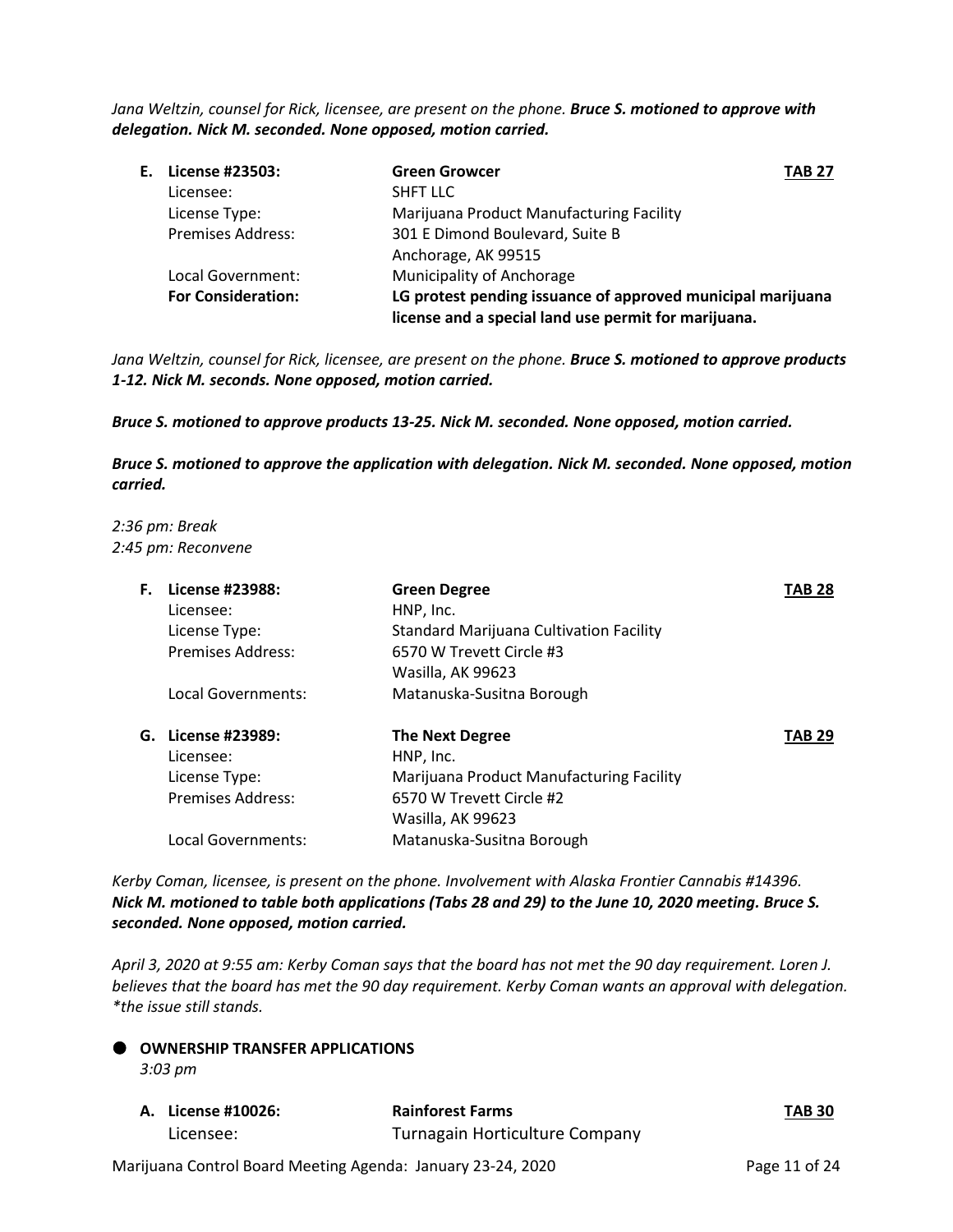*Jana Weltzin, counsel for Rick, licensee, are present on the phone.* ***Bruce S. motioned to approve with delegation. Nick M. seconded. None opposed, motion carried.***

**E. License #23503:** **Green Growcer** **TAB 27**

| | |
|---|---|
| Licensee: | SHFT LLC |
| License Type: | Marijuana Product Manufacturing Facility |
| Premises Address: | 301 E Dimond Boulevard, Suite B<br>Anchorage, AK 99515 |
| Local Government: | Municipality of Anchorage |
| **For Consideration:** | **LG protest pending issuance of approved municipal marijuana license and a special land use permit for marijuana.** |

*Jana Weltzin, counsel for Rick, licensee, are present on the phone.* ***Bruce S. motioned to approve products 1-12. Nick M. seconds. None opposed, motion carried.***

***Bruce S. motioned to approve products 13-25. Nick M. seconded. None opposed, motion carried.***

***Bruce S. motioned to approve the application with delegation. Nick M. seconded. None opposed, motion carried.***

*2:36 pm: Break*
*2:45 pm: Reconvene*

**F. License #23988:** **Green Degree** **TAB 28**

| | |
|---|---|
| Licensee: | HNP, Inc. |
| License Type: | Standard Marijuana Cultivation Facility |
| Premises Address: | 6570 W Trevett Circle #3<br>Wasilla, AK 99623 |
| Local Governments: | Matanuska-Susitna Borough |

**G. License #23989:** **The Next Degree** **TAB 29**

| | |
|---|---|
| Licensee: | HNP, Inc. |
| License Type: | Marijuana Product Manufacturing Facility |
| Premises Address: | 6570 W Trevett Circle #2<br>Wasilla, AK 99623 |
| Local Governments: | Matanuska-Susitna Borough |

*Kerby Coman, licensee, is present on the phone. Involvement with Alaska Frontier Cannabis #14396.* ***Nick M. motioned to table both applications (Tabs 28 and 29) to the June 10, 2020 meeting. Bruce S. seconded. None opposed, motion carried.***

*April 3, 2020 at 9:55 am: Kerby Coman says that the board has not met the 90 day requirement. Loren J. believes that the board has met the 90 day requirement. Kerby Coman wants an approval with delegation. *the issue still stands.*

- **OWNERSHIP TRANSFER APPLICATIONS**
  *3:03 pm*

**A. License #10026:** **Rainforest Farms** **TAB 30**

| | |
|---|---|
| Licensee: | Turnagain Horticulture Company |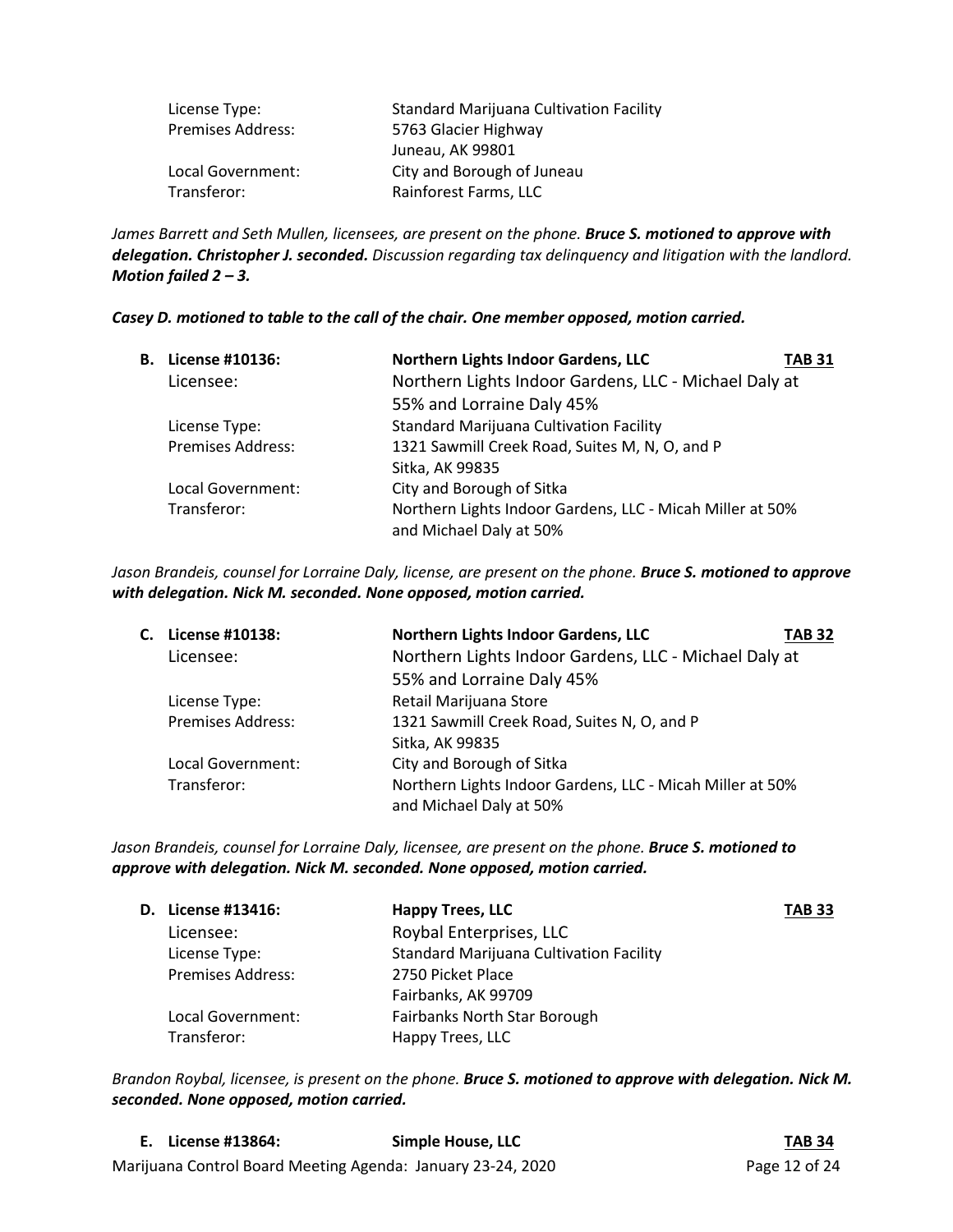| | |
|---|---|
| License Type: | Standard Marijuana Cultivation Facility |
| Premises Address: | 5763 Glacier Highway<br>Juneau, AK 99801 |
| Local Government: | City and Borough of Juneau |
| Transferor: | Rainforest Farms, LLC |

*James Barrett and Seth Mullen, licensees, are present on the phone.* ***Bruce S. motioned to approve with delegation. Christopher J. seconded.*** *Discussion regarding tax delinquency and litigation with the landlord.* ***Motion failed 2 – 3.***

***Casey D. motioned to table to the call of the chair. One member opposed, motion carried.***

**B. License #10136: Northern Lights Indoor Gardens, LLC — TAB 31**

| | |
|---|---|
| Licensee: | Northern Lights Indoor Gardens, LLC - Michael Daly at 55% and Lorraine Daly 45% |
| License Type: | Standard Marijuana Cultivation Facility |
| Premises Address: | 1321 Sawmill Creek Road, Suites M, N, O, and P<br>Sitka, AK 99835 |
| Local Government: | City and Borough of Sitka |
| Transferor: | Northern Lights Indoor Gardens, LLC - Micah Miller at 50% and Michael Daly at 50% |

*Jason Brandeis, counsel for Lorraine Daly, license, are present on the phone.* ***Bruce S. motioned to approve with delegation. Nick M. seconded. None opposed, motion carried.***

**C. License #10138: Northern Lights Indoor Gardens, LLC — TAB 32**

| | |
|---|---|
| Licensee: | Northern Lights Indoor Gardens, LLC - Michael Daly at 55% and Lorraine Daly 45% |
| License Type: | Retail Marijuana Store |
| Premises Address: | 1321 Sawmill Creek Road, Suites N, O, and P<br>Sitka, AK 99835 |
| Local Government: | City and Borough of Sitka |
| Transferor: | Northern Lights Indoor Gardens, LLC - Micah Miller at 50% and Michael Daly at 50% |

*Jason Brandeis, counsel for Lorraine Daly, licensee, are present on the phone.* ***Bruce S. motioned to approve with delegation. Nick M. seconded. None opposed, motion carried.***

**D. License #13416: Happy Trees, LLC — TAB 33**

| | |
|---|---|
| Licensee: | Roybal Enterprises, LLC |
| License Type: | Standard Marijuana Cultivation Facility |
| Premises Address: | 2750 Picket Place<br>Fairbanks, AK 99709 |
| Local Government: | Fairbanks North Star Borough |
| Transferor: | Happy Trees, LLC |

*Brandon Roybal, licensee, is present on the phone.* ***Bruce S. motioned to approve with delegation. Nick M. seconded. None opposed, motion carried.***

**E. License #13864: Simple House, LLC — TAB 34**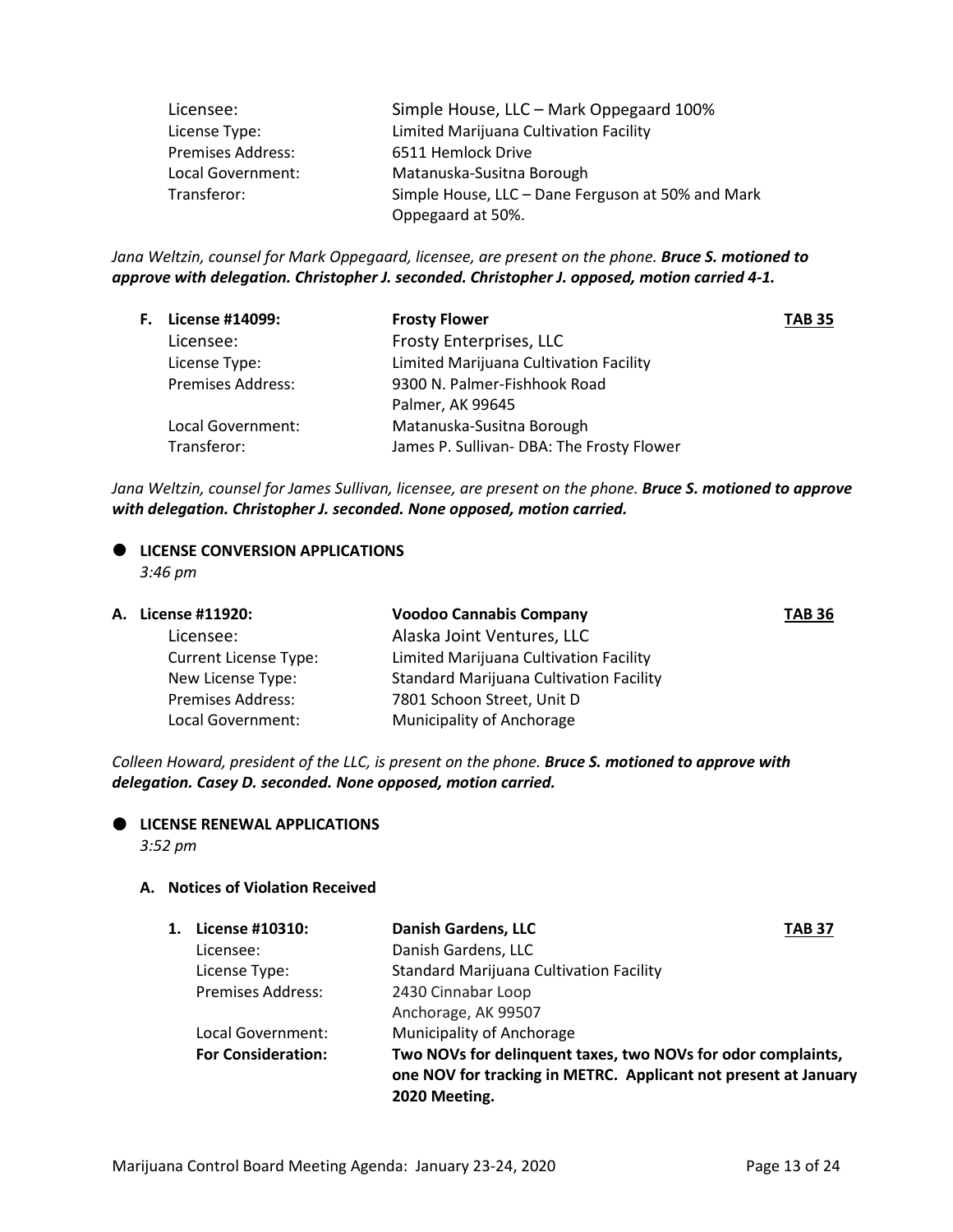| | |
|---|---|
| Licensee: | Simple House, LLC – Mark Oppegaard 100% |
| License Type: | Limited Marijuana Cultivation Facility |
| Premises Address: | 6511 Hemlock Drive |
| Local Government: | Matanuska-Susitna Borough |
| Transferor: | Simple House, LLC – Dane Ferguson at 50% and Mark Oppegaard at 50%. |

*Jana Weltzin, counsel for Mark Oppegaard, licensee, are present on the phone.* ***Bruce S. motioned to approve with delegation. Christopher J. seconded. Christopher J. opposed, motion carried 4-1.***

**F. License #14099: Frosty Flower TAB 35**

| | |
|---|---|
| Licensee: | Frosty Enterprises, LLC |
| License Type: | Limited Marijuana Cultivation Facility |
| Premises Address: | 9300 N. Palmer-Fishhook Road Palmer, AK 99645 |
| Local Government: | Matanuska-Susitna Borough |
| Transferor: | James P. Sullivan- DBA: The Frosty Flower |

*Jana Weltzin, counsel for James Sullivan, licensee, are present on the phone.* ***Bruce S. motioned to approve with delegation. Christopher J. seconded. None opposed, motion carried.***

- **LICENSE CONVERSION APPLICATIONS**
  *3:46 pm*

**A. License #11920: Voodoo Cannabis Company TAB 36**

| | |
|---|---|
| Licensee: | Alaska Joint Ventures, LLC |
| Current License Type: | Limited Marijuana Cultivation Facility |
| New License Type: | Standard Marijuana Cultivation Facility |
| Premises Address: | 7801 Schoon Street, Unit D |
| Local Government: | Municipality of Anchorage |

*Colleen Howard, president of the LLC, is present on the phone.* ***Bruce S. motioned to approve with delegation. Casey D. seconded. None opposed, motion carried.***

- **LICENSE RENEWAL APPLICATIONS**
  *3:52 pm*

**A. Notices of Violation Received**

**1. License #10310: Danish Gardens, LLC TAB 37**

| | |
|---|---|
| Licensee: | Danish Gardens, LLC |
| License Type: | Standard Marijuana Cultivation Facility |
| Premises Address: | 2430 Cinnabar Loop Anchorage, AK 99507 |
| Local Government: | Municipality of Anchorage |
| **For Consideration:** | **Two NOVs for delinquent taxes, two NOVs for odor complaints, one NOV for tracking in METRC. Applicant not present at January 2020 Meeting.** |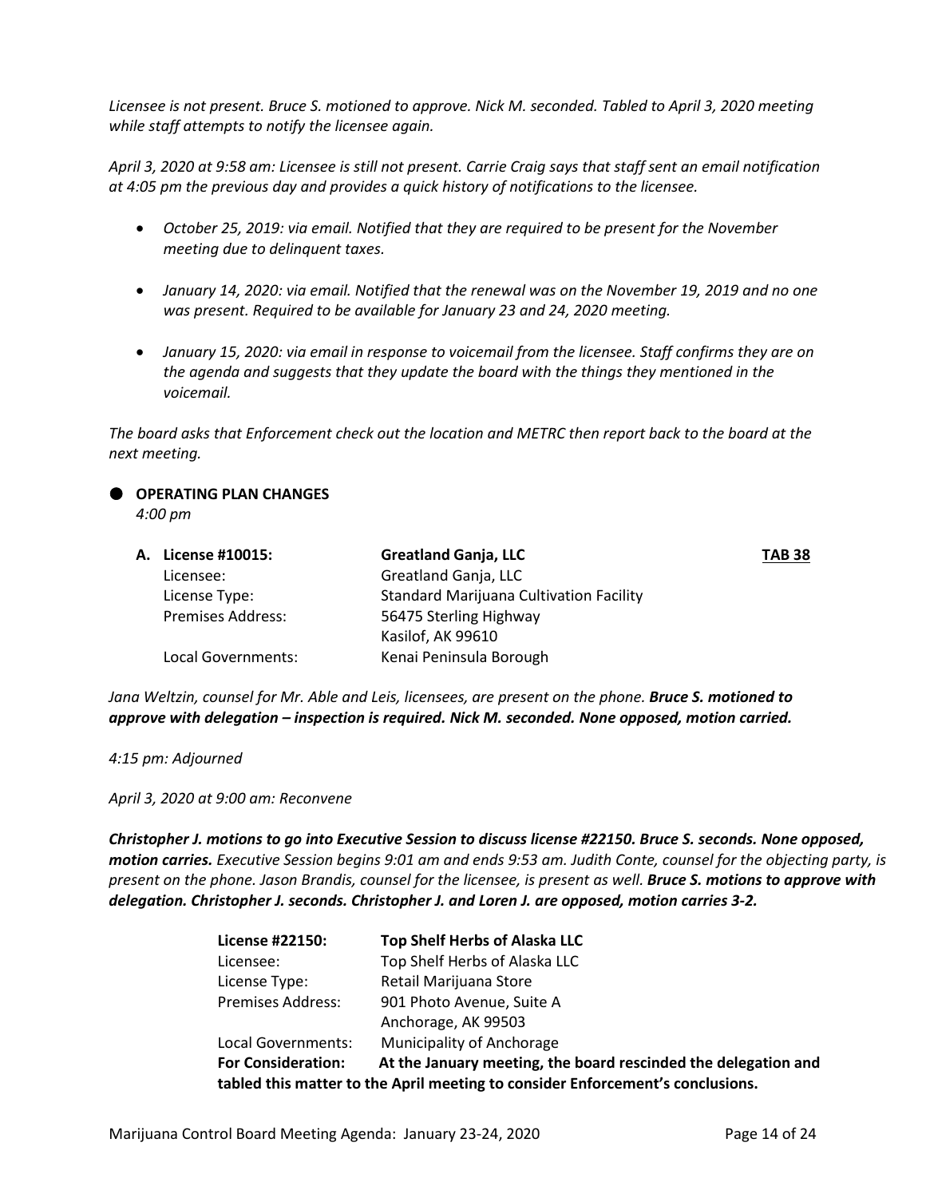*Licensee is not present. Bruce S. motioned to approve. Nick M. seconded. Tabled to April 3, 2020 meeting while staff attempts to notify the licensee again.*

*April 3, 2020 at 9:58 am: Licensee is still not present. Carrie Craig says that staff sent an email notification at 4:05 pm the previous day and provides a quick history of notifications to the licensee.*

- *October 25, 2019: via email. Notified that they are required to be present for the November meeting due to delinquent taxes.*
- *January 14, 2020: via email. Notified that the renewal was on the November 19, 2019 and no one was present. Required to be available for January 23 and 24, 2020 meeting.*
- *January 15, 2020: via email in response to voicemail from the licensee. Staff confirms they are on the agenda and suggests that they update the board with the things they mentioned in the voicemail.*

*The board asks that Enforcement check out the location and METRC then report back to the board at the next meeting.*

## ● OPERATING PLAN CHANGES

*4:00 pm*

**A. License #10015:** **Greatland Ganja, LLC** **TAB 38**

| | |
|---|---|
| Licensee: | Greatland Ganja, LLC |
| License Type: | Standard Marijuana Cultivation Facility |
| Premises Address: | 56475 Sterling Highway<br>Kasilof, AK 99610 |
| Local Governments: | Kenai Peninsula Borough |

*Jana Weltzin, counsel for Mr. Able and Leis, licensees, are present on the phone.* ***Bruce S. motioned to approve with delegation – inspection is required. Nick M. seconded. None opposed, motion carried.***

*4:15 pm: Adjourned*

*April 3, 2020 at 9:00 am: Reconvene*

***Christopher J. motions to go into Executive Session to discuss license #22150. Bruce S. seconds. None opposed, motion carries.*** *Executive Session begins 9:01 am and ends 9:53 am. Judith Conte, counsel for the objecting party, is present on the phone. Jason Brandis, counsel for the licensee, is present as well.* ***Bruce S. motions to approve with delegation. Christopher J. seconds. Christopher J. and Loren J. are opposed, motion carries 3-2.***

| | |
|---|---|
| **License #22150:** | **Top Shelf Herbs of Alaska LLC** |
| Licensee: | Top Shelf Herbs of Alaska LLC |
| License Type: | Retail Marijuana Store |
| Premises Address: | 901 Photo Avenue, Suite A<br>Anchorage, AK 99503 |
| Local Governments: | Municipality of Anchorage |

**For Consideration: At the January meeting, the board rescinded the delegation and tabled this matter to the April meeting to consider Enforcement's conclusions.**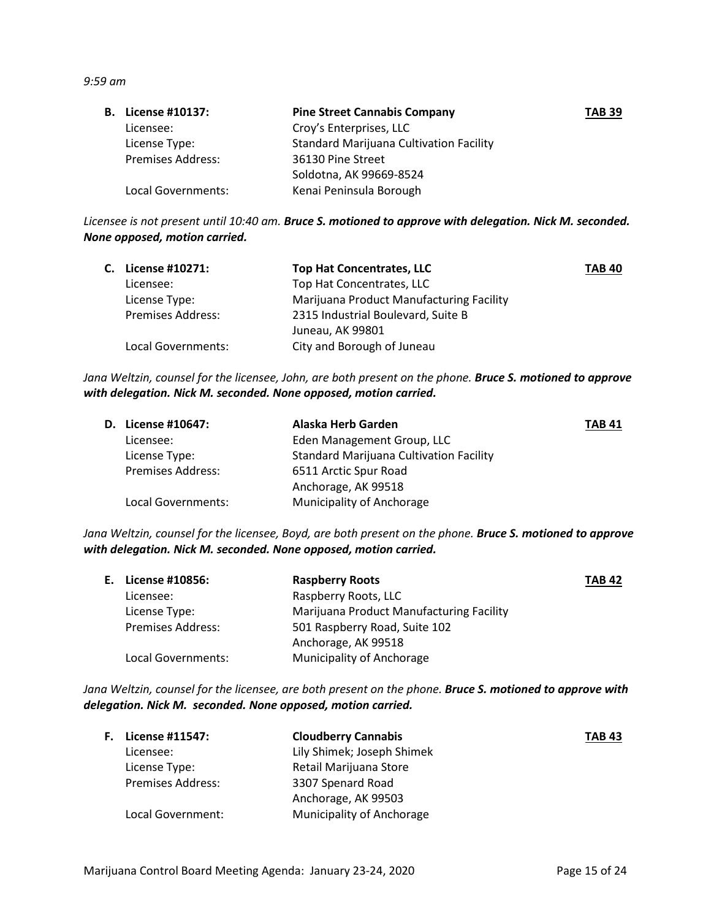*9:59 am*

**B. License #10137:** **Pine Street Cannabis Company** **TAB 39**

| | |
|---|---|
| Licensee: | Croy's Enterprises, LLC |
| License Type: | Standard Marijuana Cultivation Facility |
| Premises Address: | 36130 Pine Street<br>Soldotna, AK 99669-8524 |
| Local Governments: | Kenai Peninsula Borough |

*Licensee is not present until 10:40 am.* ***Bruce S. motioned to approve with delegation. Nick M. seconded. None opposed, motion carried.***

**C. License #10271:** **Top Hat Concentrates, LLC** **TAB 40**

| | |
|---|---|
| Licensee: | Top Hat Concentrates, LLC |
| License Type: | Marijuana Product Manufacturing Facility |
| Premises Address: | 2315 Industrial Boulevard, Suite B<br>Juneau, AK 99801 |
| Local Governments: | City and Borough of Juneau |

*Jana Weltzin, counsel for the licensee, John, are both present on the phone.* ***Bruce S. motioned to approve with delegation. Nick M. seconded. None opposed, motion carried.***

**D. License #10647:** **Alaska Herb Garden** **TAB 41**

| | |
|---|---|
| Licensee: | Eden Management Group, LLC |
| License Type: | Standard Marijuana Cultivation Facility |
| Premises Address: | 6511 Arctic Spur Road<br>Anchorage, AK 99518 |
| Local Governments: | Municipality of Anchorage |

*Jana Weltzin, counsel for the licensee, Boyd, are both present on the phone.* ***Bruce S. motioned to approve with delegation. Nick M. seconded. None opposed, motion carried.***

**E. License #10856:** **Raspberry Roots** **TAB 42**

| | |
|---|---|
| Licensee: | Raspberry Roots, LLC |
| License Type: | Marijuana Product Manufacturing Facility |
| Premises Address: | 501 Raspberry Road, Suite 102<br>Anchorage, AK 99518 |
| Local Governments: | Municipality of Anchorage |

*Jana Weltzin, counsel for the licensee, are both present on the phone.* ***Bruce S. motioned to approve with delegation. Nick M. seconded. None opposed, motion carried.***

**F. License #11547:** **Cloudberry Cannabis** **TAB 43**

| | |
|---|---|
| Licensee: | Lily Shimek; Joseph Shimek |
| License Type: | Retail Marijuana Store |
| Premises Address: | 3307 Spenard Road<br>Anchorage, AK 99503 |
| Local Government: | Municipality of Anchorage |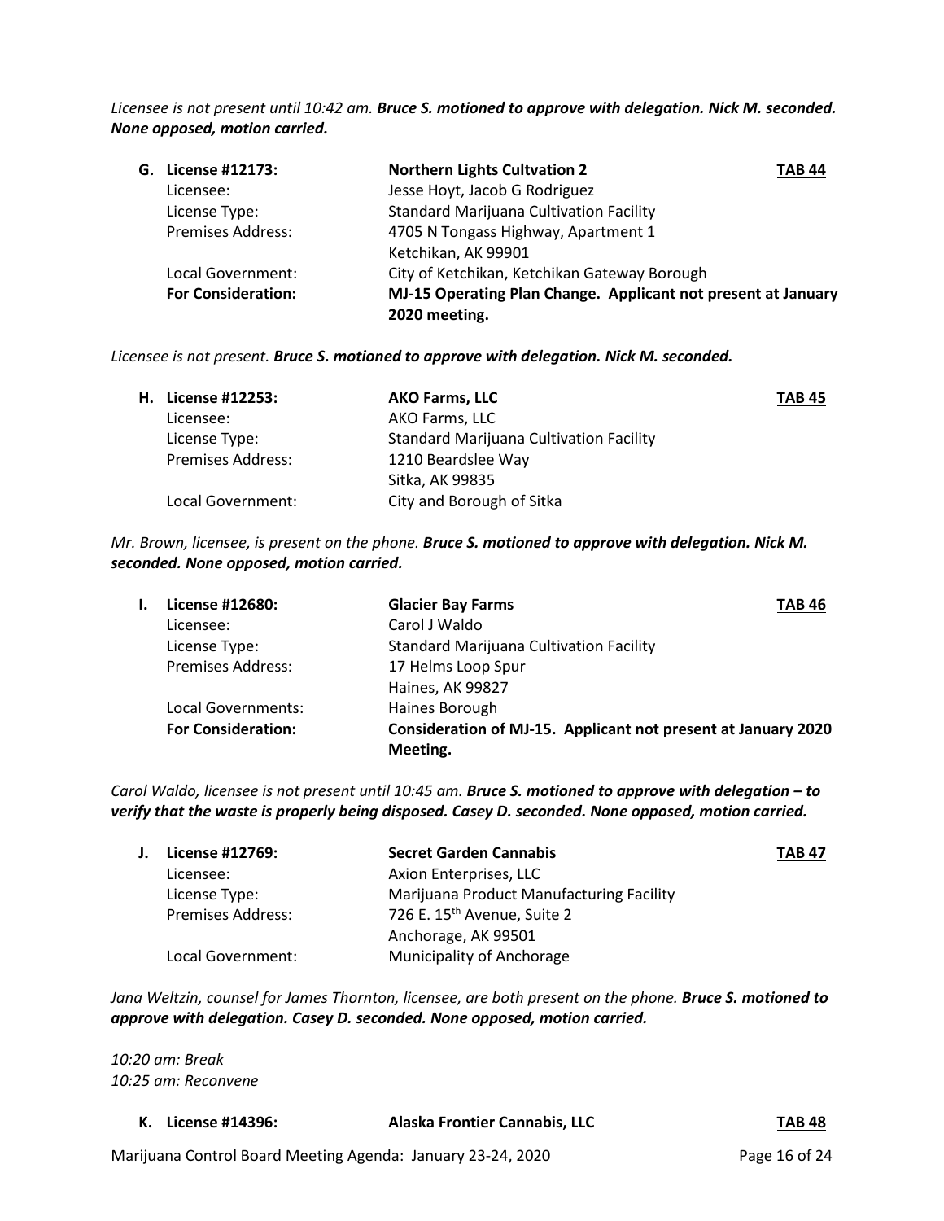*Licensee is not present until 10:42 am.* ***Bruce S. motioned to approve with delegation. Nick M. seconded. None opposed, motion carried.***

| | | |
|---|---|---|
| **G. License #12173:** | **Northern Lights Cultvation 2** | **TAB 44** |
| Licensee: | Jesse Hoyt, Jacob G Rodriguez | |
| License Type: | Standard Marijuana Cultivation Facility | |
| Premises Address: | 4705 N Tongass Highway, Apartment 1<br>Ketchikan, AK 99901 | |
| Local Government: | City of Ketchikan, Ketchikan Gateway Borough | |
| **For Consideration:** | **MJ-15 Operating Plan Change. Applicant not present at January 2020 meeting.** | |

*Licensee is not present.* ***Bruce S. motioned to approve with delegation. Nick M. seconded.***

| | | |
|---|---|---|
| **H. License #12253:** | **AKO Farms, LLC** | **TAB 45** |
| Licensee: | AKO Farms, LLC | |
| License Type: | Standard Marijuana Cultivation Facility | |
| Premises Address: | 1210 Beardslee Way<br>Sitka, AK 99835 | |
| Local Government: | City and Borough of Sitka | |

*Mr. Brown, licensee, is present on the phone.* ***Bruce S. motioned to approve with delegation. Nick M. seconded. None opposed, motion carried.***

| | | |
|---|---|---|
| **I. License #12680:** | **Glacier Bay Farms** | **TAB 46** |
| Licensee: | Carol J Waldo | |
| License Type: | Standard Marijuana Cultivation Facility | |
| Premises Address: | 17 Helms Loop Spur<br>Haines, AK 99827 | |
| Local Governments: | Haines Borough | |
| **For Consideration:** | **Consideration of MJ-15. Applicant not present at January 2020 Meeting.** | |

*Carol Waldo, licensee is not present until 10:45 am.* ***Bruce S. motioned to approve with delegation – to verify that the waste is properly being disposed. Casey D. seconded. None opposed, motion carried.***

| | | |
|---|---|---|
| **J. License #12769:** | **Secret Garden Cannabis** | **TAB 47** |
| Licensee: | Axion Enterprises, LLC | |
| License Type: | Marijuana Product Manufacturing Facility | |
| Premises Address: | 726 E. 15th Avenue, Suite 2<br>Anchorage, AK 99501 | |
| Local Government: | Municipality of Anchorage | |

*Jana Weltzin, counsel for James Thornton, licensee, are both present on the phone.* ***Bruce S. motioned to approve with delegation. Casey D. seconded. None opposed, motion carried.***

*10:20 am: Break*
*10:25 am: Reconvene*

| | | |
|---|---|---|
| **K. License #14396:** | **Alaska Frontier Cannabis, LLC** | **TAB 48** |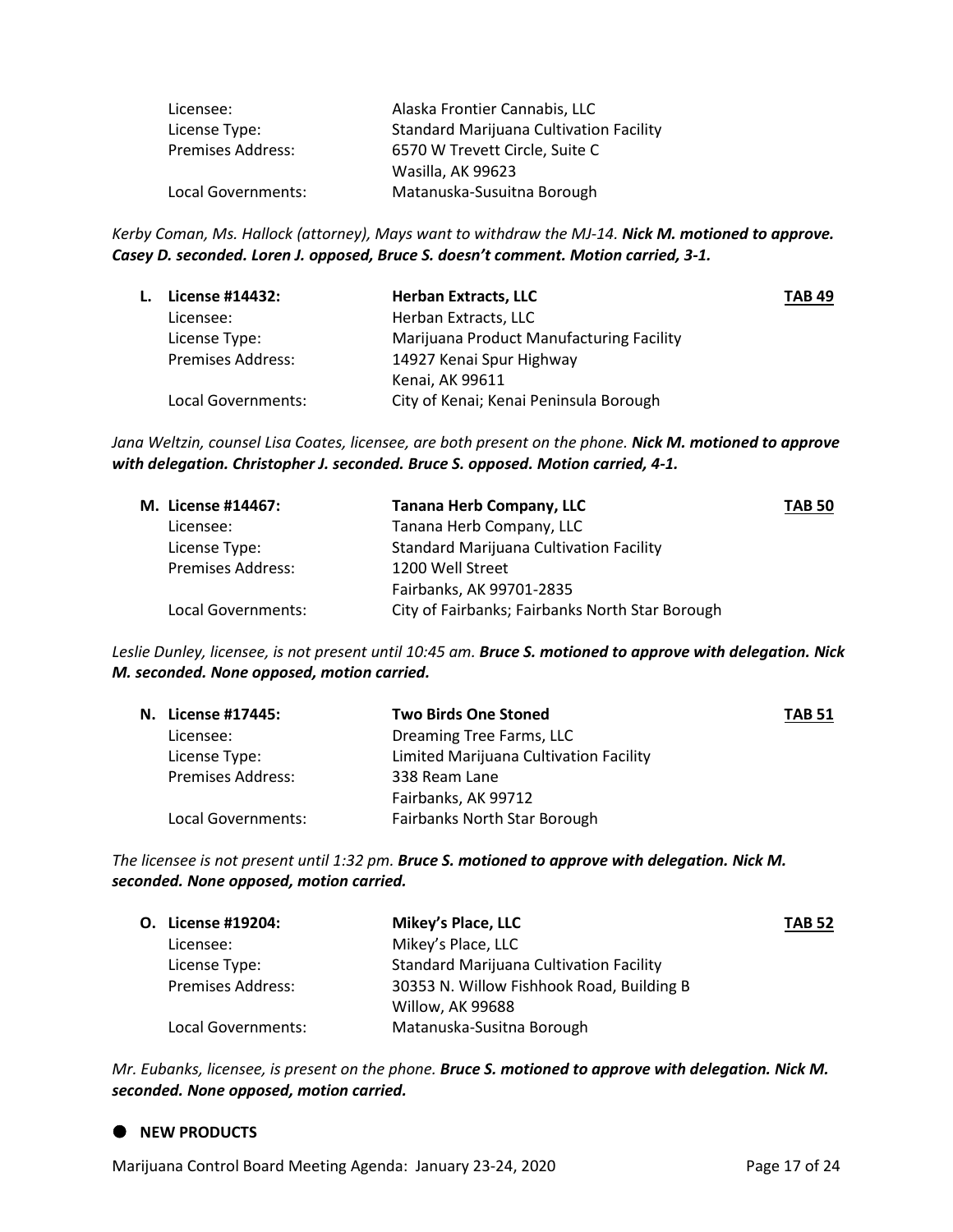| | |
|---|---|
| Licensee: | Alaska Frontier Cannabis, LLC |
| License Type: | Standard Marijuana Cultivation Facility |
| Premises Address: | 6570 W Trevett Circle, Suite C<br>Wasilla, AK 99623 |
| Local Governments: | Matanuska-Susuitna Borough |

*Kerby Coman, Ms. Hallock (attorney), Mays want to withdraw the MJ-14.* ***Nick M. motioned to approve. Casey D. seconded. Loren J. opposed, Bruce S. doesn't comment. Motion carried, 3-1.***

| **L. License #14432:** | **Herban Extracts, LLC** | **TAB 49** |
|---|---|---|
| Licensee: | Herban Extracts, LLC | |
| License Type: | Marijuana Product Manufacturing Facility | |
| Premises Address: | 14927 Kenai Spur Highway<br>Kenai, AK 99611 | |
| Local Governments: | City of Kenai; Kenai Peninsula Borough | |

*Jana Weltzin, counsel Lisa Coates, licensee, are both present on the phone.* ***Nick M. motioned to approve with delegation. Christopher J. seconded. Bruce S. opposed. Motion carried, 4-1.***

| **M. License #14467:** | **Tanana Herb Company, LLC** | **TAB 50** |
|---|---|---|
| Licensee: | Tanana Herb Company, LLC | |
| License Type: | Standard Marijuana Cultivation Facility | |
| Premises Address: | 1200 Well Street<br>Fairbanks, AK 99701-2835 | |
| Local Governments: | City of Fairbanks; Fairbanks North Star Borough | |

*Leslie Dunley, licensee, is not present until 10:45 am.* ***Bruce S. motioned to approve with delegation. Nick M. seconded. None opposed, motion carried.***

| **N. License #17445:** | **Two Birds One Stoned** | **TAB 51** |
|---|---|---|
| Licensee: | Dreaming Tree Farms, LLC | |
| License Type: | Limited Marijuana Cultivation Facility | |
| Premises Address: | 338 Ream Lane<br>Fairbanks, AK 99712 | |
| Local Governments: | Fairbanks North Star Borough | |

*The licensee is not present until 1:32 pm.* ***Bruce S. motioned to approve with delegation. Nick M. seconded. None opposed, motion carried.***

| **O. License #19204:** | **Mikey's Place, LLC** | **TAB 52** |
|---|---|---|
| Licensee: | Mikey's Place, LLC | |
| License Type: | Standard Marijuana Cultivation Facility | |
| Premises Address: | 30353 N. Willow Fishhook Road, Building B<br>Willow, AK 99688 | |
| Local Governments: | Matanuska-Susitna Borough | |

*Mr. Eubanks, licensee, is present on the phone.* ***Bruce S. motioned to approve with delegation. Nick M. seconded. None opposed, motion carried.***

- **NEW PRODUCTS**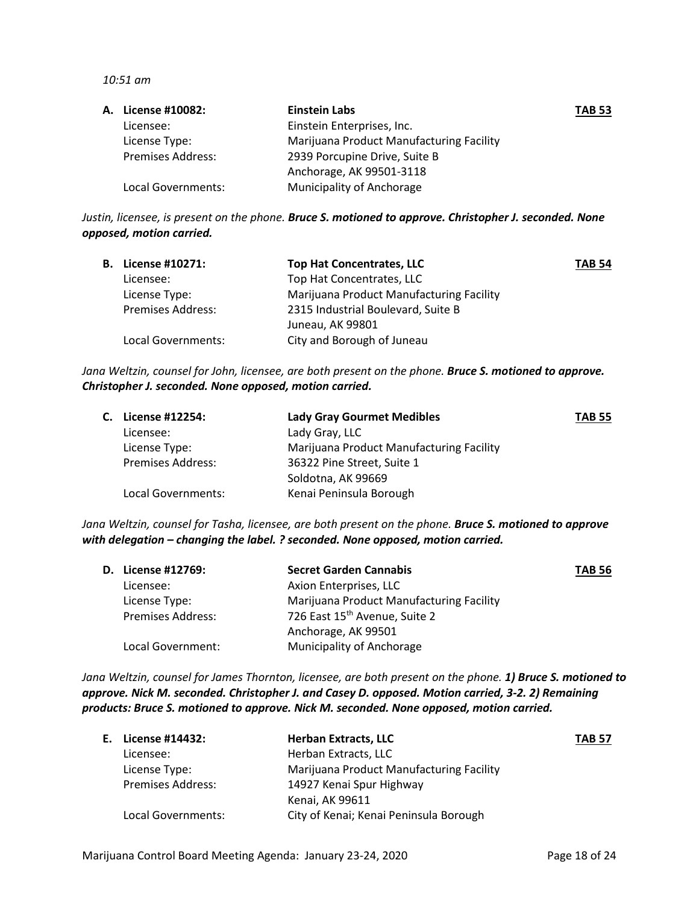*10:51 am*

**A. License #10082:** **Einstein Labs** **TAB 53**

| | |
|---|---|
| Licensee: | Einstein Enterprises, Inc. |
| License Type: | Marijuana Product Manufacturing Facility |
| Premises Address: | 2939 Porcupine Drive, Suite B<br>Anchorage, AK 99501-3118 |
| Local Governments: | Municipality of Anchorage |

*Justin, licensee, is present on the phone.* ***Bruce S. motioned to approve. Christopher J. seconded. None opposed, motion carried.***

**B. License #10271:** **Top Hat Concentrates, LLC** **TAB 54**

| | |
|---|---|
| Licensee: | Top Hat Concentrates, LLC |
| License Type: | Marijuana Product Manufacturing Facility |
| Premises Address: | 2315 Industrial Boulevard, Suite B<br>Juneau, AK 99801 |
| Local Governments: | City and Borough of Juneau |

*Jana Weltzin, counsel for John, licensee, are both present on the phone.* ***Bruce S. motioned to approve. Christopher J. seconded. None opposed, motion carried.***

**C. License #12254:** **Lady Gray Gourmet Medibles** **TAB 55**

| | |
|---|---|
| Licensee: | Lady Gray, LLC |
| License Type: | Marijuana Product Manufacturing Facility |
| Premises Address: | 36322 Pine Street, Suite 1<br>Soldotna, AK 99669 |
| Local Governments: | Kenai Peninsula Borough |

*Jana Weltzin, counsel for Tasha, licensee, are both present on the phone.* ***Bruce S. motioned to approve with delegation – changing the label. ? seconded. None opposed, motion carried.***

**D. License #12769:** **Secret Garden Cannabis** **TAB 56**

| | |
|---|---|
| Licensee: | Axion Enterprises, LLC |
| License Type: | Marijuana Product Manufacturing Facility |
| Premises Address: | 726 East 15th Avenue, Suite 2<br>Anchorage, AK 99501 |
| Local Government: | Municipality of Anchorage |

*Jana Weltzin, counsel for James Thornton, licensee, are both present on the phone.* ***1) Bruce S. motioned to approve. Nick M. seconded. Christopher J. and Casey D. opposed. Motion carried, 3-2. 2) Remaining products: Bruce S. motioned to approve. Nick M. seconded. None opposed, motion carried.***

**E. License #14432:** **Herban Extracts, LLC** **TAB 57**

| | |
|---|---|
| Licensee: | Herban Extracts, LLC |
| License Type: | Marijuana Product Manufacturing Facility |
| Premises Address: | 14927 Kenai Spur Highway<br>Kenai, AK 99611 |
| Local Governments: | City of Kenai; Kenai Peninsula Borough |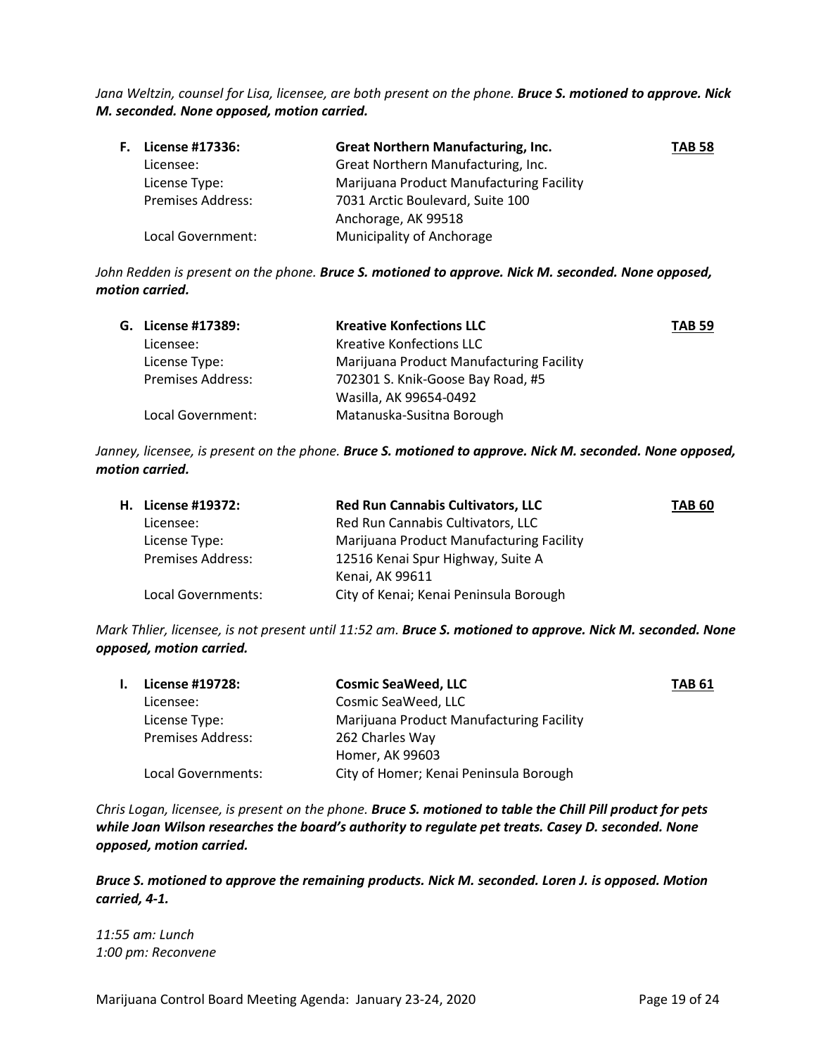*Jana Weltzin, counsel for Lisa, licensee, are both present on the phone.* ***Bruce S. motioned to approve. Nick M. seconded. None opposed, motion carried.***

**F. License #17336:** **Great Northern Manufacturing, Inc.** **TAB 58**

| | |
|---|---|
| Licensee: | Great Northern Manufacturing, Inc. |
| License Type: | Marijuana Product Manufacturing Facility |
| Premises Address: | 7031 Arctic Boulevard, Suite 100<br>Anchorage, AK 99518 |
| Local Government: | Municipality of Anchorage |

*John Redden is present on the phone.* ***Bruce S. motioned to approve. Nick M. seconded. None opposed, motion carried.***

**G. License #17389:** **Kreative Konfections LLC** **TAB 59**

| | |
|---|---|
| Licensee: | Kreative Konfections LLC |
| License Type: | Marijuana Product Manufacturing Facility |
| Premises Address: | 702301 S. Knik-Goose Bay Road, #5<br>Wasilla, AK 99654-0492 |
| Local Government: | Matanuska-Susitna Borough |

*Janney, licensee, is present on the phone.* ***Bruce S. motioned to approve. Nick M. seconded. None opposed, motion carried.***

**H. License #19372:** **Red Run Cannabis Cultivators, LLC** **TAB 60**

| | |
|---|---|
| Licensee: | Red Run Cannabis Cultivators, LLC |
| License Type: | Marijuana Product Manufacturing Facility |
| Premises Address: | 12516 Kenai Spur Highway, Suite A<br>Kenai, AK 99611 |
| Local Governments: | City of Kenai; Kenai Peninsula Borough |

*Mark Thlier, licensee, is not present until 11:52 am.* ***Bruce S. motioned to approve. Nick M. seconded. None opposed, motion carried.***

**I. License #19728:** **Cosmic SeaWeed, LLC** **TAB 61**

| | |
|---|---|
| Licensee: | Cosmic SeaWeed, LLC |
| License Type: | Marijuana Product Manufacturing Facility |
| Premises Address: | 262 Charles Way<br>Homer, AK 99603 |
| Local Governments: | City of Homer; Kenai Peninsula Borough |

*Chris Logan, licensee, is present on the phone.* ***Bruce S. motioned to table the Chill Pill product for pets while Joan Wilson researches the board's authority to regulate pet treats. Casey D. seconded. None opposed, motion carried.***

***Bruce S. motioned to approve the remaining products. Nick M. seconded. Loren J. is opposed. Motion carried, 4-1.***

*11:55 am: Lunch*
*1:00 pm: Reconvene*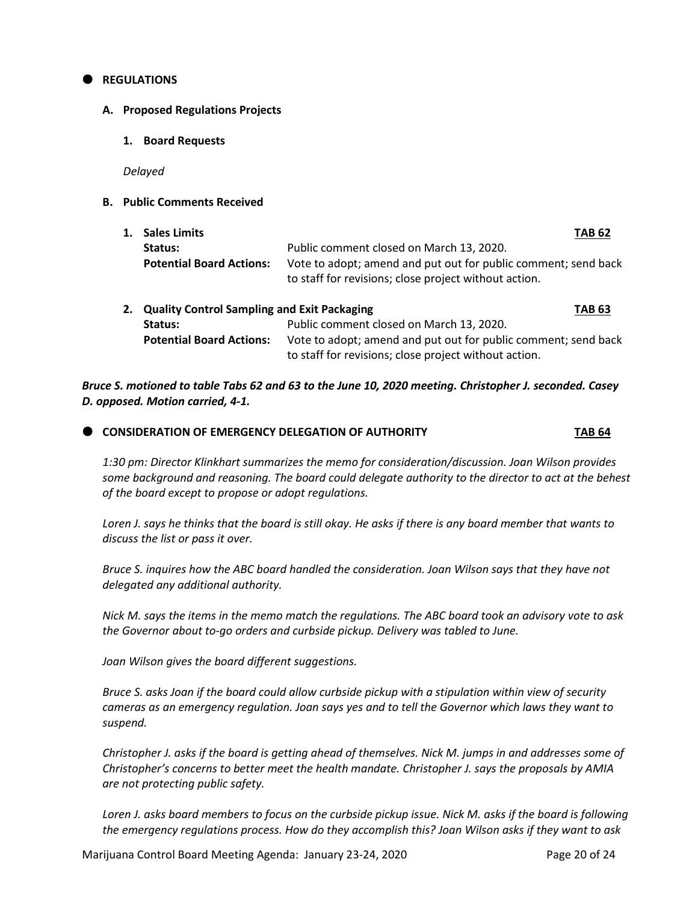## REGULATIONS

### A. Proposed Regulations Projects

#### 1. Board Requests

*Delayed*

### B. Public Comments Received

#### 1. Sales Limits — TAB 62

**Status:** Public comment closed on March 13, 2020.

**Potential Board Actions:** Vote to adopt; amend and put out for public comment; send back to staff for revisions; close project without action.

#### 2. Quality Control Sampling and Exit Packaging — TAB 63

**Status:** Public comment closed on March 13, 2020.

**Potential Board Actions:** Vote to adopt; amend and put out for public comment; send back to staff for revisions; close project without action.

***Bruce S. motioned to table Tabs 62 and 63 to the June 10, 2020 meeting. Christopher J. seconded. Casey D. opposed. Motion carried, 4-1.***

## CONSIDERATION OF EMERGENCY DELEGATION OF AUTHORITY — TAB 64

*1:30 pm: Director Klinkhart summarizes the memo for consideration/discussion. Joan Wilson provides some background and reasoning. The board could delegate authority to the director to act at the behest of the board except to propose or adopt regulations.*

*Loren J. says he thinks that the board is still okay. He asks if there is any board member that wants to discuss the list or pass it over.*

*Bruce S. inquires how the ABC board handled the consideration. Joan Wilson says that they have not delegated any additional authority.*

*Nick M. says the items in the memo match the regulations. The ABC board took an advisory vote to ask the Governor about to-go orders and curbside pickup. Delivery was tabled to June.*

*Joan Wilson gives the board different suggestions.*

*Bruce S. asks Joan if the board could allow curbside pickup with a stipulation within view of security cameras as an emergency regulation. Joan says yes and to tell the Governor which laws they want to suspend.*

*Christopher J. asks if the board is getting ahead of themselves. Nick M. jumps in and addresses some of Christopher's concerns to better meet the health mandate. Christopher J. says the proposals by AMIA are not protecting public safety.*

*Loren J. asks board members to focus on the curbside pickup issue. Nick M. asks if the board is following the emergency regulations process. How do they accomplish this? Joan Wilson asks if they want to ask*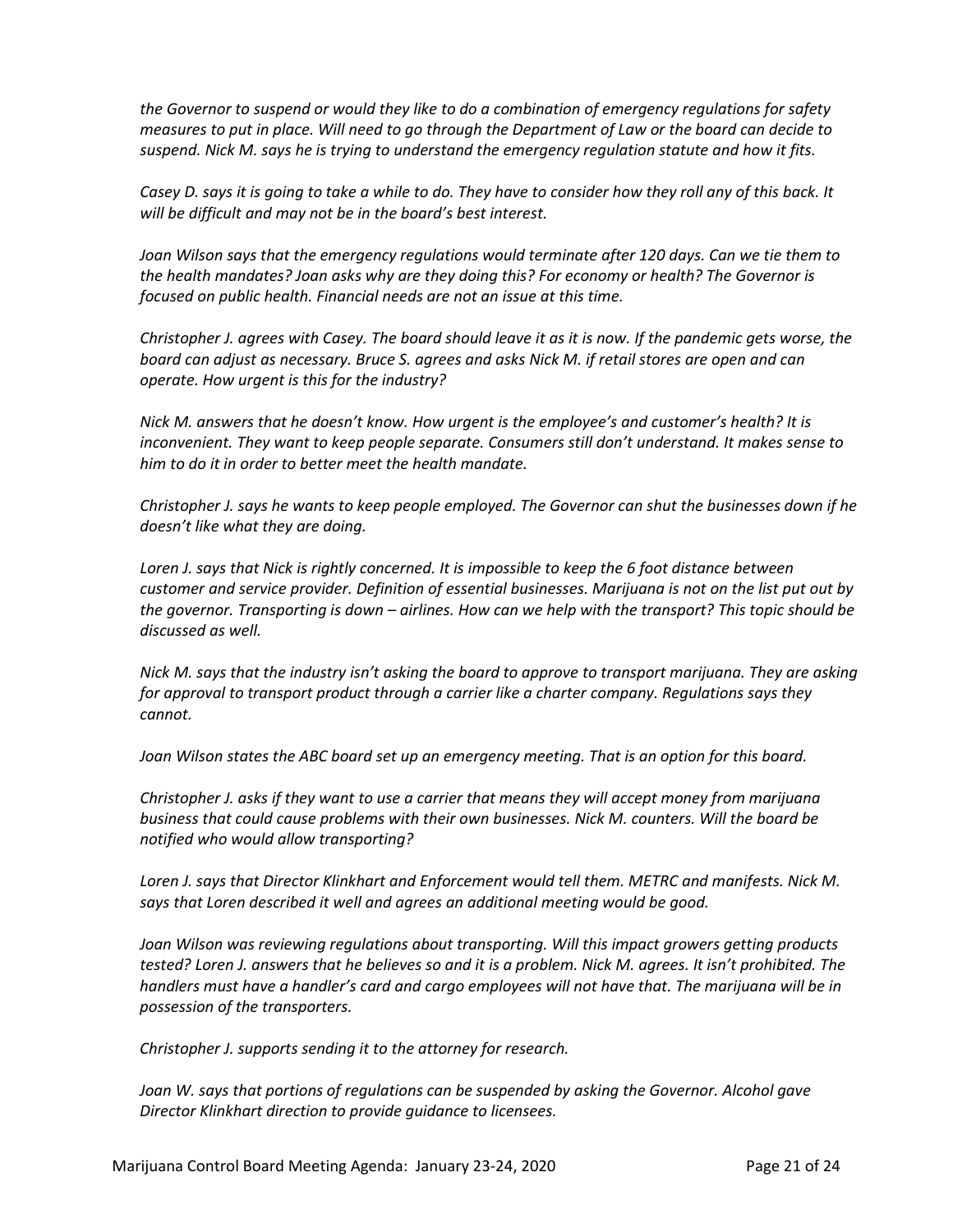*the Governor to suspend or would they like to do a combination of emergency regulations for safety measures to put in place. Will need to go through the Department of Law or the board can decide to suspend. Nick M. says he is trying to understand the emergency regulation statute and how it fits.*

*Casey D. says it is going to take a while to do. They have to consider how they roll any of this back. It will be difficult and may not be in the board's best interest.*

*Joan Wilson says that the emergency regulations would terminate after 120 days. Can we tie them to the health mandates? Joan asks why are they doing this? For economy or health? The Governor is focused on public health. Financial needs are not an issue at this time.*

*Christopher J. agrees with Casey. The board should leave it as it is now. If the pandemic gets worse, the board can adjust as necessary. Bruce S. agrees and asks Nick M. if retail stores are open and can operate. How urgent is this for the industry?*

*Nick M. answers that he doesn't know. How urgent is the employee's and customer's health? It is inconvenient. They want to keep people separate. Consumers still don't understand. It makes sense to him to do it in order to better meet the health mandate.*

*Christopher J. says he wants to keep people employed. The Governor can shut the businesses down if he doesn't like what they are doing.*

*Loren J. says that Nick is rightly concerned. It is impossible to keep the 6 foot distance between customer and service provider. Definition of essential businesses. Marijuana is not on the list put out by the governor. Transporting is down – airlines. How can we help with the transport? This topic should be discussed as well.*

*Nick M. says that the industry isn't asking the board to approve to transport marijuana. They are asking for approval to transport product through a carrier like a charter company. Regulations says they cannot.*

*Joan Wilson states the ABC board set up an emergency meeting. That is an option for this board.*

*Christopher J. asks if they want to use a carrier that means they will accept money from marijuana business that could cause problems with their own businesses. Nick M. counters. Will the board be notified who would allow transporting?*

*Loren J. says that Director Klinkhart and Enforcement would tell them. METRC and manifests. Nick M. says that Loren described it well and agrees an additional meeting would be good.*

*Joan Wilson was reviewing regulations about transporting. Will this impact growers getting products tested? Loren J. answers that he believes so and it is a problem. Nick M. agrees. It isn't prohibited. The handlers must have a handler's card and cargo employees will not have that. The marijuana will be in possession of the transporters.*

*Christopher J. supports sending it to the attorney for research.*

*Joan W. says that portions of regulations can be suspended by asking the Governor. Alcohol gave Director Klinkhart direction to provide guidance to licensees.*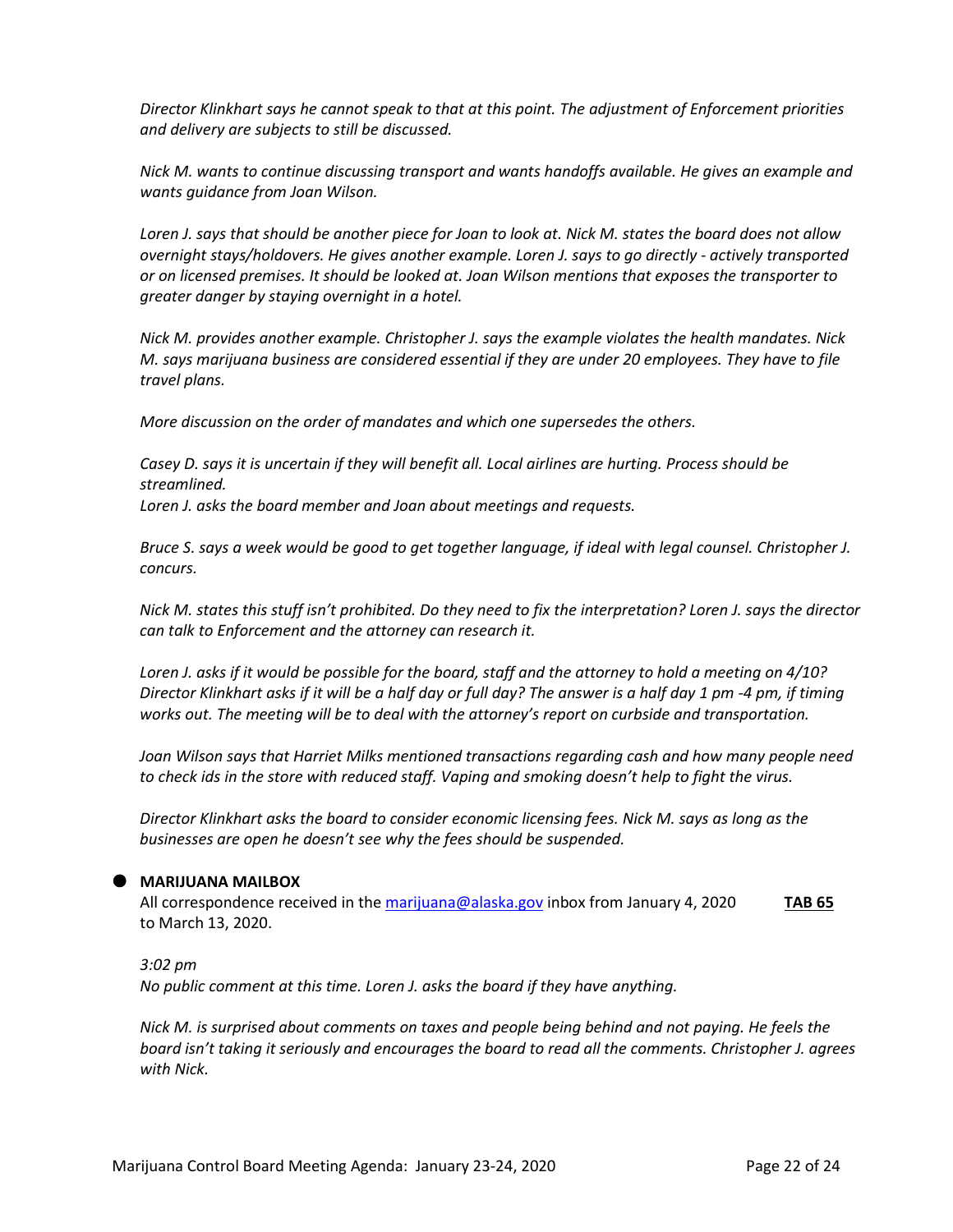*Director Klinkhart says he cannot speak to that at this point. The adjustment of Enforcement priorities and delivery are subjects to still be discussed.*

*Nick M. wants to continue discussing transport and wants handoffs available. He gives an example and wants guidance from Joan Wilson.*

*Loren J. says that should be another piece for Joan to look at. Nick M. states the board does not allow overnight stays/holdovers. He gives another example. Loren J. says to go directly - actively transported or on licensed premises. It should be looked at. Joan Wilson mentions that exposes the transporter to greater danger by staying overnight in a hotel.*

*Nick M. provides another example. Christopher J. says the example violates the health mandates. Nick M. says marijuana business are considered essential if they are under 20 employees. They have to file travel plans.*

*More discussion on the order of mandates and which one supersedes the others.*

*Casey D. says it is uncertain if they will benefit all. Local airlines are hurting. Process should be streamlined.*
*Loren J. asks the board member and Joan about meetings and requests.*

*Bruce S. says a week would be good to get together language, if ideal with legal counsel. Christopher J. concurs.*

*Nick M. states this stuff isn't prohibited. Do they need to fix the interpretation? Loren J. says the director can talk to Enforcement and the attorney can research it.*

*Loren J. asks if it would be possible for the board, staff and the attorney to hold a meeting on 4/10? Director Klinkhart asks if it will be a half day or full day? The answer is a half day 1 pm -4 pm, if timing works out. The meeting will be to deal with the attorney's report on curbside and transportation.*

*Joan Wilson says that Harriet Milks mentioned transactions regarding cash and how many people need to check ids in the store with reduced staff. Vaping and smoking doesn't help to fight the virus.*

*Director Klinkhart asks the board to consider economic licensing fees. Nick M. says as long as the businesses are open he doesn't see why the fees should be suspended.*

- **MARIJUANA MAILBOX**
  All correspondence received in the marijuana@alaska.gov inbox from January 4, 2020 to March 13, 2020. **TAB 65**

  *3:02 pm*
  *No public comment at this time. Loren J. asks the board if they have anything.*

  *Nick M. is surprised about comments on taxes and people being behind and not paying. He feels the board isn't taking it seriously and encourages the board to read all the comments. Christopher J. agrees with Nick.*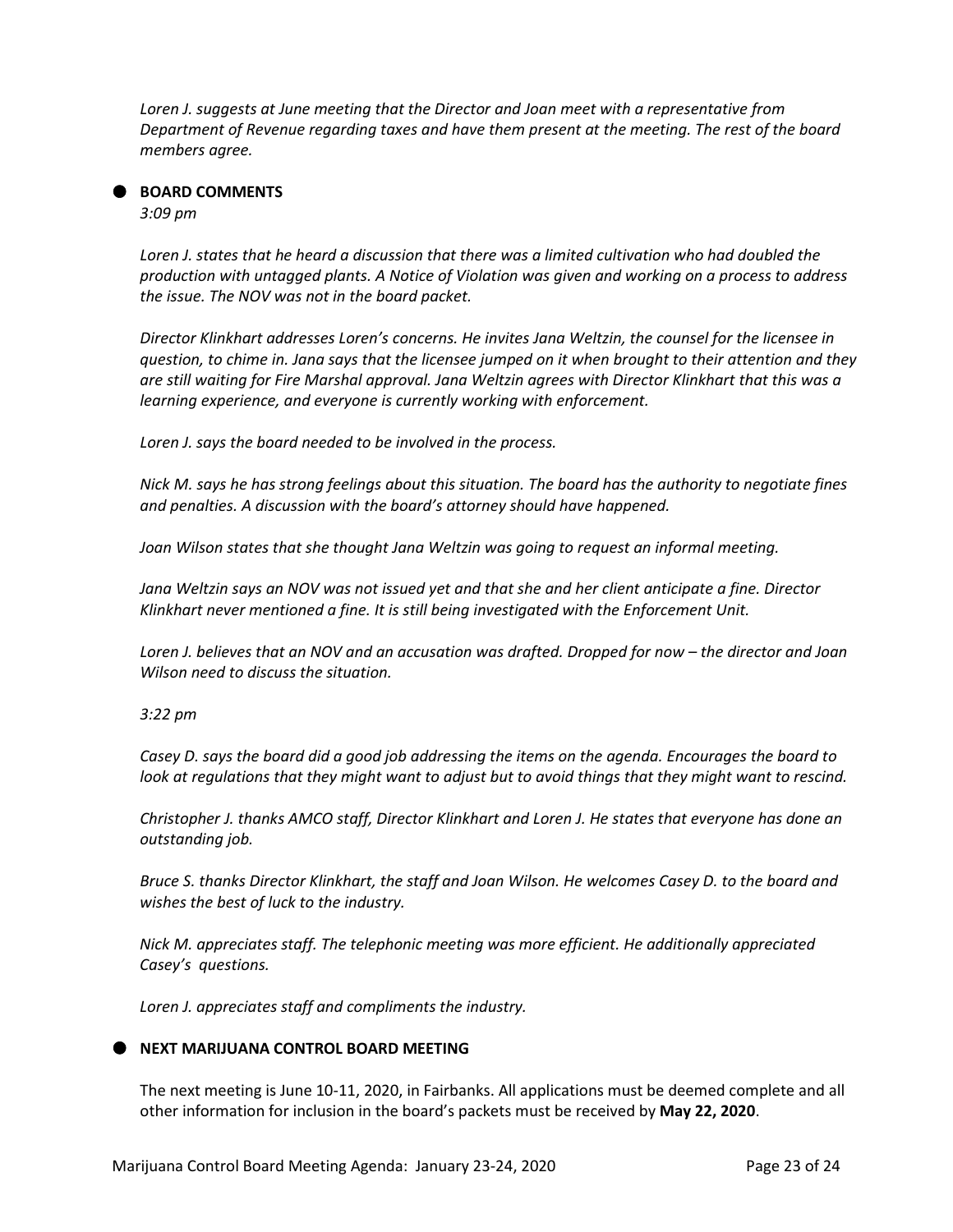*Loren J. suggests at June meeting that the Director and Joan meet with a representative from Department of Revenue regarding taxes and have them present at the meeting. The rest of the board members agree.*

- **BOARD COMMENTS**

*3:09 pm*

*Loren J. states that he heard a discussion that there was a limited cultivation who had doubled the production with untagged plants. A Notice of Violation was given and working on a process to address the issue. The NOV was not in the board packet.*

*Director Klinkhart addresses Loren's concerns. He invites Jana Weltzin, the counsel for the licensee in question, to chime in. Jana says that the licensee jumped on it when brought to their attention and they are still waiting for Fire Marshal approval. Jana Weltzin agrees with Director Klinkhart that this was a learning experience, and everyone is currently working with enforcement.*

*Loren J. says the board needed to be involved in the process.*

*Nick M. says he has strong feelings about this situation. The board has the authority to negotiate fines and penalties. A discussion with the board's attorney should have happened.*

*Joan Wilson states that she thought Jana Weltzin was going to request an informal meeting.*

*Jana Weltzin says an NOV was not issued yet and that she and her client anticipate a fine. Director Klinkhart never mentioned a fine. It is still being investigated with the Enforcement Unit.*

*Loren J. believes that an NOV and an accusation was drafted. Dropped for now – the director and Joan Wilson need to discuss the situation.*

*3:22 pm*

*Casey D. says the board did a good job addressing the items on the agenda. Encourages the board to look at regulations that they might want to adjust but to avoid things that they might want to rescind.*

*Christopher J. thanks AMCO staff, Director Klinkhart and Loren J. He states that everyone has done an outstanding job.*

*Bruce S. thanks Director Klinkhart, the staff and Joan Wilson. He welcomes Casey D. to the board and wishes the best of luck to the industry.*

*Nick M. appreciates staff. The telephonic meeting was more efficient. He additionally appreciated Casey's questions.*

*Loren J. appreciates staff and compliments the industry.*

- **NEXT MARIJUANA CONTROL BOARD MEETING**

The next meeting is June 10-11, 2020, in Fairbanks. All applications must be deemed complete and all other information for inclusion in the board's packets must be received by **May 22, 2020**.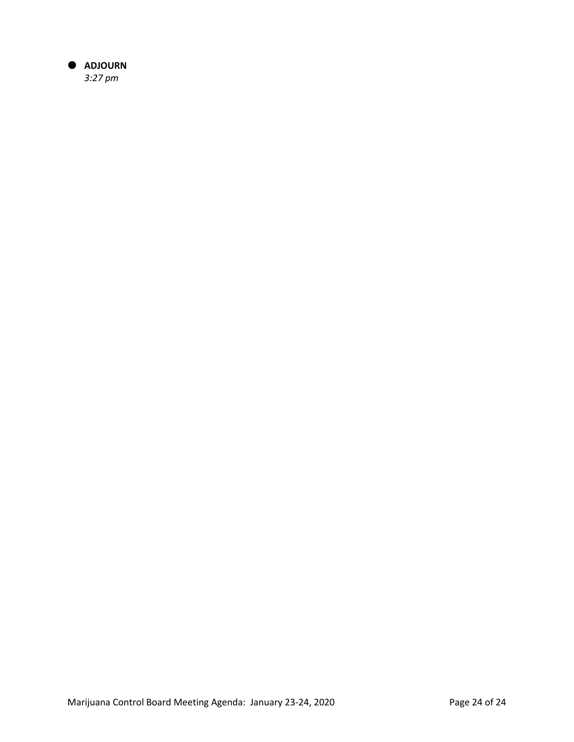- **ADJOURN**
  *3:27 pm*